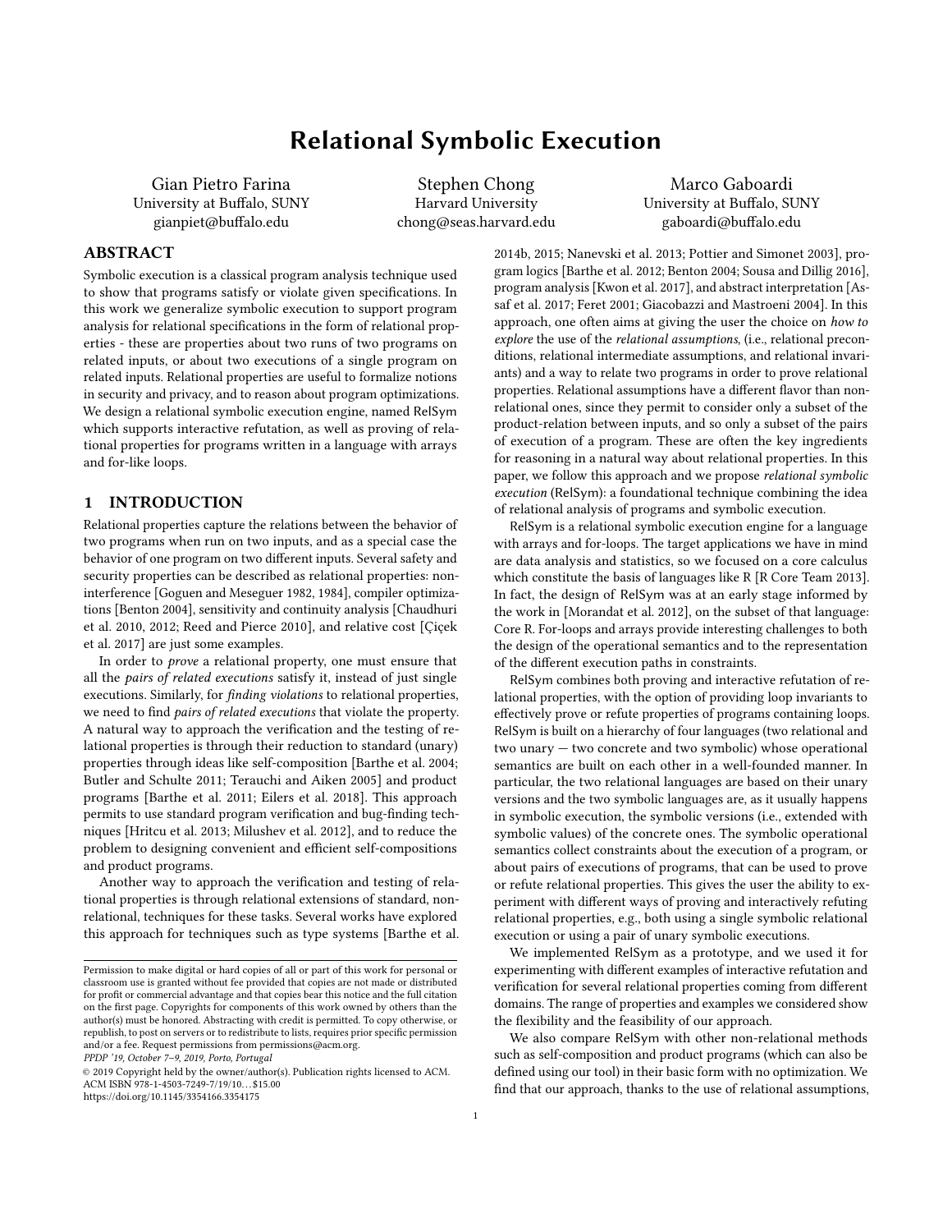# Relational Symbolic Execution

Gian Pietro Farina
University at Buffalo, SUNY
gianpiet@buffalo.edu

Stephen Chong
Harvard University
chong@seas.harvard.edu

Marco Gaboardi
University at Buffalo, SUNY
gaboardi@buffalo.edu

## ABSTRACT

Symbolic execution is a classical program analysis technique used to show that programs satisfy or violate given specifications. In this work we generalize symbolic execution to support program analysis for relational specifications in the form of relational properties - these are properties about two runs of two programs on related inputs, or about two executions of a single program on related inputs. Relational properties are useful to formalize notions in security and privacy, and to reason about program optimizations. We design a relational symbolic execution engine, named RelSym which supports interactive refutation, as well as proving of relational properties for programs written in a language with arrays and for-like loops.

## 1 INTRODUCTION

Relational properties capture the relations between the behavior of two programs when run on two inputs, and as a special case the behavior of one program on two different inputs. Several safety and security properties can be described as relational properties: noninterference [Goguen and Meseguer 1982, 1984], compiler optimizations [Benton 2004], sensitivity and continuity analysis [Chaudhuri et al. 2010, 2012; Reed and Pierce 2010], and relative cost [Çiçek et al. 2017] are just some examples.

In order to *prove* a relational property, one must ensure that all the *pairs of related executions* satisfy it, instead of just single executions. Similarly, for *finding violations* to relational properties, we need to find *pairs of related executions* that violate the property. A natural way to approach the verification and the testing of relational properties is through their reduction to standard (unary) properties through ideas like self-composition [Barthe et al. 2004; Butler and Schulte 2011; Terauchi and Aiken 2005] and product programs [Barthe et al. 2011; Eilers et al. 2018]. This approach permits to use standard program verification and bug-finding techniques [Hritcu et al. 2013; Milushev et al. 2012], and to reduce the problem to designing convenient and efficient self-compositions and product programs.

Another way to approach the verification and testing of relational properties is through relational extensions of standard, non-relational, techniques for these tasks. Several works have explored this approach for techniques such as type systems [Barthe et al. 2014b, 2015; Nanevski et al. 2013; Pottier and Simonet 2003], program logics [Barthe et al. 2012; Benton 2004; Sousa and Dillig 2016], program analysis [Kwon et al. 2017], and abstract interpretation [Assaf et al. 2017; Feret 2001; Giacobazzi and Mastroeni 2004]. In this approach, one often aims at giving the user the choice on *how to explore* the use of the *relational assumptions*, (i.e., relational preconditions, relational intermediate assumptions, and relational invariants) and a way to relate two programs in order to prove relational properties. Relational assumptions have a different flavor than non-relational ones, since they permit to consider only a subset of the product-relation between inputs, and so only a subset of the pairs of execution of a program. These are often the key ingredients for reasoning in a natural way about relational properties. In this paper, we follow this approach and we propose *relational symbolic execution* (RelSym): a foundational technique combining the idea of relational analysis of programs and symbolic execution.

RelSym is a relational symbolic execution engine for a language with arrays and for-loops. The target applications we have in mind are data analysis and statistics, so we focused on a core calculus which constitute the basis of languages like R [R Core Team 2013]. In fact, the design of RelSym was at an early stage informed by the work in [Morandat et al. 2012], on the subset of that language: Core R. For-loops and arrays provide interesting challenges to both the design of the operational semantics and to the representation of the different execution paths in constraints.

RelSym combines both proving and interactive refutation of relational properties, with the option of providing loop invariants to effectively prove or refute properties of programs containing loops. RelSym is built on a hierarchy of four languages (two relational and two unary — two concrete and two symbolic) whose operational semantics are built on each other in a well-founded manner. In particular, the two relational languages are based on their unary versions and the two symbolic languages are, as it usually happens in symbolic execution, the symbolic versions (i.e., extended with symbolic values) of the concrete ones. The symbolic operational semantics collect constraints about the execution of a program, or about pairs of executions of programs, that can be used to prove or refute relational properties. This gives the user the ability to experiment with different ways of proving and interactively refuting relational properties, e.g., both using a single symbolic relational execution or using a pair of unary symbolic executions.

We implemented RelSym as a prototype, and we used it for experimenting with different examples of interactive refutation and verification for several relational properties coming from different domains. The range of properties and examples we considered show the flexibility and the feasibility of our approach.

We also compare RelSym with other non-relational methods such as self-composition and product programs (which can also be defined using our tool) in their basic form with no optimization. We find that our approach, thanks to the use of relational assumptions,

Permission to make digital or hard copies of all or part of this work for personal or classroom use is granted without fee provided that copies are not made or distributed for profit or commercial advantage and that copies bear this notice and the full citation on the first page. Copyrights for components of this work owned by others than the author(s) must be honored. Abstracting with credit is permitted. To copy otherwise, or republish, to post on servers or to redistribute to lists, requires prior specific permission and/or a fee. Request permissions from permissions@acm.org.
*PPDP '19, October 7–9, 2019, Porto, Portugal*
© 2019 Copyright held by the owner/author(s). Publication rights licensed to ACM.
ACM ISBN 978-1-4503-7249-7/19/10…$15.00
https://doi.org/10.1145/3354166.3354175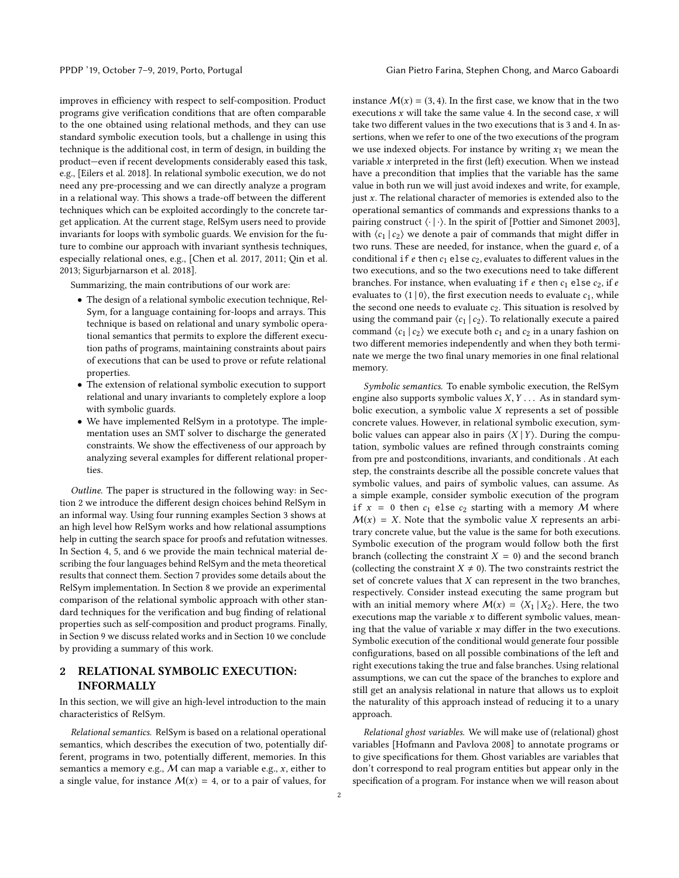improves in efficiency with respect to self-composition. Product programs give verification conditions that are often comparable to the one obtained using relational methods, and they can use standard symbolic execution tools, but a challenge in using this technique is the additional cost, in term of design, in building the product—even if recent developments considerably eased this task, e.g., [Eilers et al. 2018]. In relational symbolic execution, we do not need any pre-processing and we can directly analyze a program in a relational way. This shows a trade-off between the different techniques which can be exploited accordingly to the concrete target application. At the current stage, RelSym users need to provide invariants for loops with symbolic guards. We envision for the future to combine our approach with invariant synthesis techniques, especially relational ones, e.g., [Chen et al. 2017, 2011; Qin et al. 2013; Sigurbjarnarson et al. 2018].

Summarizing, the main contributions of our work are:

- The design of a relational symbolic execution technique, RelSym, for a language containing for-loops and arrays. This technique is based on relational and unary symbolic operational semantics that permits to explore the different execution paths of programs, maintaining constraints about pairs of executions that can be used to prove or refute relational properties.
- The extension of relational symbolic execution to support relational and unary invariants to completely explore a loop with symbolic guards.
- We have implemented RelSym in a prototype. The implementation uses an SMT solver to discharge the generated constraints. We show the effectiveness of our approach by analyzing several examples for different relational properties.

*Outline.* The paper is structured in the following way: in Section 2 we introduce the different design choices behind RelSym in an informal way. Using four running examples Section 3 shows at an high level how RelSym works and how relational assumptions help in cutting the search space for proofs and refutation witnesses. In Section 4, 5, and 6 we provide the main technical material describing the four languages behind RelSym and the meta theoretical results that connect them. Section 7 provides some details about the RelSym implementation. In Section 8 we provide an experimental comparison of the relational symbolic approach with other standard techniques for the verification and bug finding of relational properties such as self-composition and product programs. Finally, in Section 9 we discuss related works and in Section 10 we conclude by providing a summary of this work.

## 2 RELATIONAL SYMBOLIC EXECUTION: INFORMALLY

In this section, we will give an high-level introduction to the main characteristics of RelSym.

*Relational semantics.* RelSym is based on a relational operational semantics, which describes the execution of two, potentially different, programs in two, potentially different, memories. In this semantics a memory e.g., $\mathcal{M}$ can map a variable e.g., $x$, either to a single value, for instance $\mathcal{M}(x) = 4$, or to a pair of values, for instance $\mathcal{M}(x) = (3, 4)$. In the first case, we know that in the two executions $x$ will take the same value 4. In the second case, $x$ will take two different values in the two executions that is 3 and 4. In assertions, when we refer to one of the two executions of the program we use indexed objects. For instance by writing $x_1$ we mean the variable $x$ interpreted in the first (left) execution. When we instead have a precondition that implies that the variable has the same value in both run we will just avoid indexes and write, for example, just $x$. The relational character of memories is extended also to the operational semantics of commands and expressions thanks to a pairing construct $\langle \cdot \,|\, \cdot \rangle$. In the spirit of [Pottier and Simonet 2003], with $\langle c_1 \,|\, c_2 \rangle$ we denote a pair of commands that might differ in two runs. These are needed, for instance, when the guard $e$, of a conditional `if` $e$ `then` $c_1$ `else` $c_2$, evaluates to different values in the two executions, and so the two executions need to take different branches. For instance, when evaluating `if` $e$ `then` $c_1$ `else` $c_2$, if $e$ evaluates to $\langle 1 \,|\, 0 \rangle$, the first execution needs to evaluate $c_1$, while the second one needs to evaluate $c_2$. This situation is resolved by using the command pair $\langle c_1 \,|\, c_2 \rangle$. To relationally execute a paired command $\langle c_1 \,|\, c_2 \rangle$ we execute both $c_1$ and $c_2$ in a unary fashion on two different memories independently and when they both terminate we merge the two final unary memories in one final relational memory.

*Symbolic semantics.* To enable symbolic execution, the RelSym engine also supports symbolic values $X, Y \ldots$ As in standard symbolic execution, a symbolic value $X$ represents a set of possible concrete values. However, in relational symbolic execution, symbolic values can appear also in pairs $\langle X \,|\, Y \rangle$. During the computation, symbolic values are refined through constraints coming from pre and postconditions, invariants, and conditionals . At each step, the constraints describe all the possible concrete values that symbolic values, and pairs of symbolic values, can assume. As a simple example, consider symbolic execution of the program `if` $x = 0$ `then` $c_1$ `else` $c_2$ starting with a memory $\mathcal{M}$ where $\mathcal{M}(x) = X$. Note that the symbolic value $X$ represents an arbitrary concrete value, but the value is the same for both executions. Symbolic execution of the program would follow both the first branch (collecting the constraint $X = 0$) and the second branch (collecting the constraint $X \neq 0$). The two constraints restrict the set of concrete values that $X$ can represent in the two branches, respectively. Consider instead executing the same program but with an initial memory where $\mathcal{M}(x) = \langle X_1 \,|\, X_2 \rangle$. Here, the two executions map the variable $x$ to different symbolic values, meaning that the value of variable $x$ may differ in the two executions. Symbolic execution of the conditional would generate four possible configurations, based on all possible combinations of the left and right executions taking the true and false branches. Using relational assumptions, we can cut the space of the branches to explore and still get an analysis relational in nature that allows us to exploit the naturality of this approach instead of reducing it to a unary approach.

*Relational ghost variables.* We will make use of (relational) ghost variables [Hofmann and Pavlova 2008] to annotate programs or to give specifications for them. Ghost variables are variables that don't correspond to real program entities but appear only in the specification of a program. For instance when we will reason about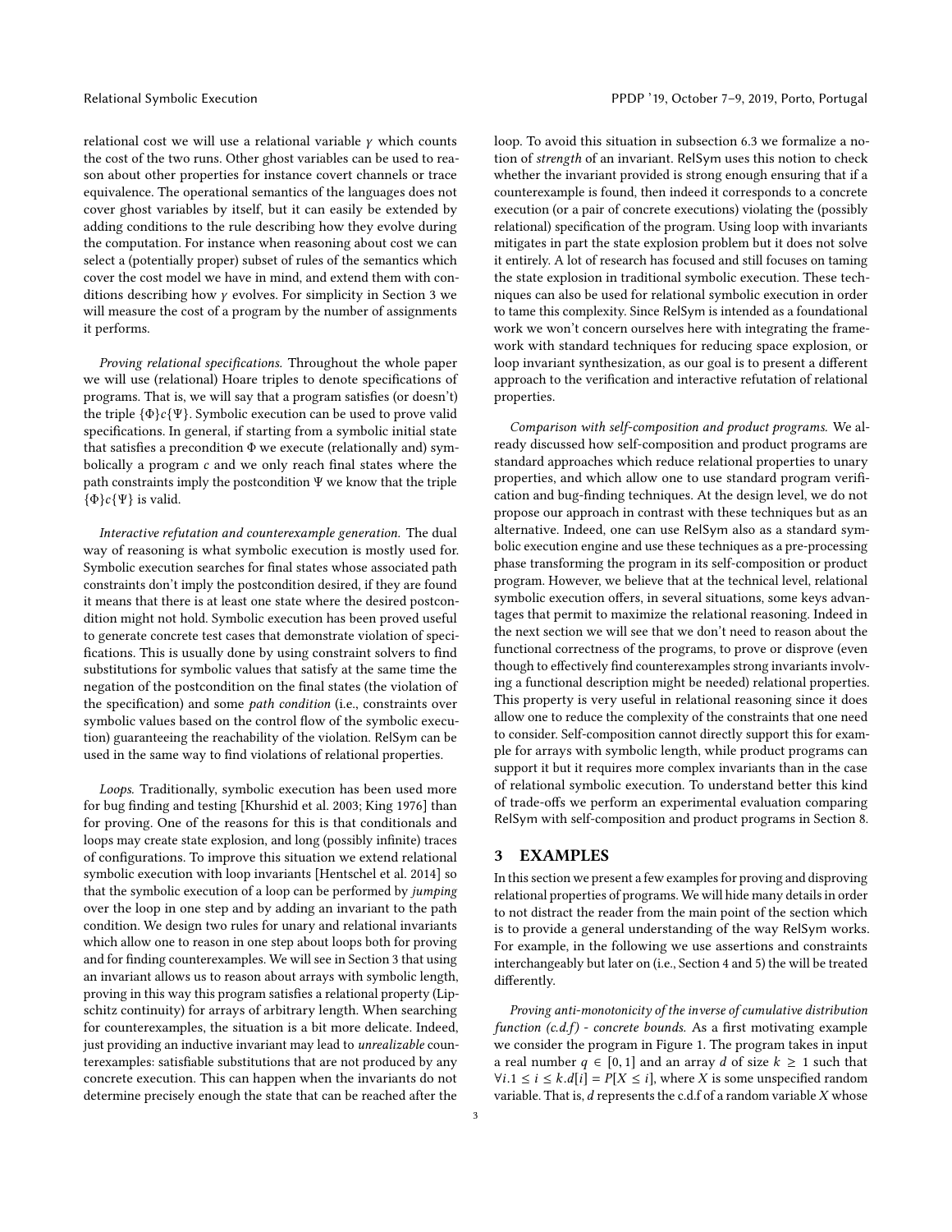relational cost we will use a relational variable $\gamma$ which counts the cost of the two runs. Other ghost variables can be used to reason about other properties for instance covert channels or trace equivalence. The operational semantics of the languages does not cover ghost variables by itself, but it can easily be extended by adding conditions to the rule describing how they evolve during the computation. For instance when reasoning about cost we can select a (potentially proper) subset of rules of the semantics which cover the cost model we have in mind, and extend them with conditions describing how $\gamma$ evolves. For simplicity in Section 3 we will measure the cost of a program by the number of assignments it performs.

*Proving relational specifications.* Throughout the whole paper we will use (relational) Hoare triples to denote specifications of programs. That is, we will say that a program satisfies (or doesn't) the triple $\{\Phi\}c\{\Psi\}$. Symbolic execution can be used to prove valid specifications. In general, if starting from a symbolic initial state that satisfies a precondition $\Phi$ we execute (relationally and) symbolically a program $c$ and we only reach final states where the path constraints imply the postcondition $\Psi$ we know that the triple $\{\Phi\}c\{\Psi\}$ is valid.

*Interactive refutation and counterexample generation.* The dual way of reasoning is what symbolic execution is mostly used for. Symbolic execution searches for final states whose associated path constraints don't imply the postcondition desired, if they are found it means that there is at least one state where the desired postcondition might not hold. Symbolic execution has been proved useful to generate concrete test cases that demonstrate violation of specifications. This is usually done by using constraint solvers to find substitutions for symbolic values that satisfy at the same time the negation of the postcondition on the final states (the violation of the specification) and some *path condition* (i.e., constraints over symbolic values based on the control flow of the symbolic execution) guaranteeing the reachability of the violation. RelSym can be used in the same way to find violations of relational properties.

*Loops.* Traditionally, symbolic execution has been used more for bug finding and testing [Khurshid et al. 2003; King 1976] than for proving. One of the reasons for this is that conditionals and loops may create state explosion, and long (possibly infinite) traces of configurations. To improve this situation we extend relational symbolic execution with loop invariants [Hentschel et al. 2014] so that the symbolic execution of a loop can be performed by *jumping* over the loop in one step and by adding an invariant to the path condition. We design two rules for unary and relational invariants which allow one to reason in one step about loops both for proving and for finding counterexamples. We will see in Section 3 that using an invariant allows us to reason about arrays with symbolic length, proving in this way this program satisfies a relational property (Lipschitz continuity) for arrays of arbitrary length. When searching for counterexamples, the situation is a bit more delicate. Indeed, just providing an inductive invariant may lead to *unrealizable* counterexamples: satisfiable substitutions that are not produced by any concrete execution. This can happen when the invariants do not determine precisely enough the state that can be reached after the loop. To avoid this situation in subsection 6.3 we formalize a notion of *strength* of an invariant. RelSym uses this notion to check whether the invariant provided is strong enough ensuring that if a counterexample is found, then indeed it corresponds to a concrete execution (or a pair of concrete executions) violating the (possibly relational) specification of the program. Using loop with invariants mitigates in part the state explosion problem but it does not solve it entirely. A lot of research has focused and still focuses on taming the state explosion in traditional symbolic execution. These techniques can also be used for relational symbolic execution in order to tame this complexity. Since RelSym is intended as a foundational work we won't concern ourselves here with integrating the framework with standard techniques for reducing space explosion, or loop invariant synthesization, as our goal is to present a different approach to the verification and interactive refutation of relational properties.

*Comparison with self-composition and product programs.* We already discussed how self-composition and product programs are standard approaches which reduce relational properties to unary properties, and which allow one to use standard program verification and bug-finding techniques. At the design level, we do not propose our approach in contrast with these techniques but as an alternative. Indeed, one can use RelSym also as a standard symbolic execution engine and use these techniques as a pre-processing phase transforming the program in its self-composition or product program. However, we believe that at the technical level, relational symbolic execution offers, in several situations, some keys advantages that permit to maximize the relational reasoning. Indeed in the next section we will see that we don't need to reason about the functional correctness of the programs, to prove or disprove (even though to effectively find counterexamples strong invariants involving a functional description might be needed) relational properties. This property is very useful in relational reasoning since it does allow one to reduce the complexity of the constraints that one need to consider. Self-composition cannot directly support this for example for arrays with symbolic length, while product programs can support it but it requires more complex invariants than in the case of relational symbolic execution. To understand better this kind of trade-offs we perform an experimental evaluation comparing RelSym with self-composition and product programs in Section 8.

## 3 EXAMPLES

In this section we present a few examples for proving and disproving relational properties of programs. We will hide many details in order to not distract the reader from the main point of the section which is to provide a general understanding of the way RelSym works. For example, in the following we use assertions and constraints interchangeably but later on (i.e., Section 4 and 5) the will be treated differently.

*Proving anti-monotonicity of the inverse of cumulative distribution function (c.d.f) - concrete bounds.* As a first motivating example we consider the program in Figure 1. The program takes in input a real number $q \in [0, 1]$ and an array $d$ of size $k \geq 1$ such that $\forall i. 1 \leq i \leq k. d[i] = P[X \leq i]$, where $X$ is some unspecified random variable. That is, $d$ represents the c.d.f of a random variable $X$ whose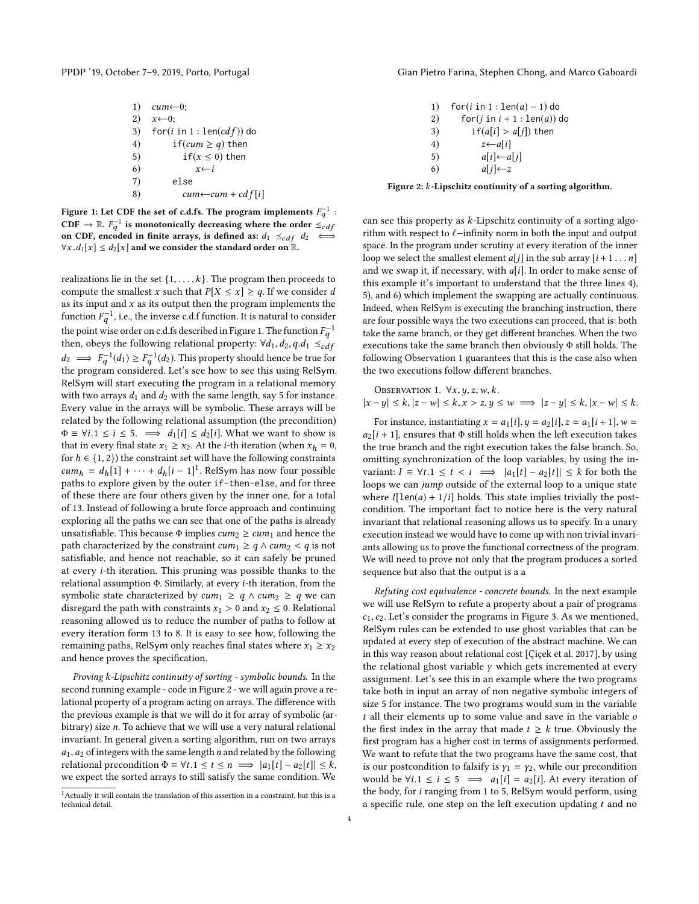```
1)  cum←0;
2)  x←0;
3)  for(i in 1 : len(cdf)) do
4)      if(cum ≥ q) then
5)          if(x ≤ 0) then
6)              x←i
7)      else
8)          cum←cum + cdf[i]
```

**Figure 1: Let CDF the set of c.d.fs. The program implements $F_q^{-1}$ : CDF $\to \mathbb{R}$. $F_q^{-1}$ is monotonically decreasing where the order $\preceq_{cdf}$ on CDF, encoded in finite arrays, is defined as: $d_1 \preceq_{cdf} d_2 \iff \forall x. d_1[x] \leq d_2[x]$ and we consider the standard order on $\mathbb{R}$.**

realizations lie in the set $\{1, \ldots, k\}$. The program then proceeds to compute the smallest $x$ such that $P[X \leq x] \geq q$. If we consider $d$ as its input and $x$ as its output then the program implements the function $F_q^{-1}$, i.e., the inverse c.d.f function. It is natural to consider the point wise order on c.d.fs described in Figure 1. The function $F_q^{-1}$ then, obeys the following relational property: $\forall d_1, d_2, q. d_1 \preceq_{cdf} d_2 \implies F_q^{-1}(d_1) \geq F_q^{-1}(d_2)$. This property should hence be true for the program considered. Let's see how to see this using RelSym. RelSym will start executing the program in a relational memory with two arrays $d_1$ and $d_2$ with the same length, say 5 for instance. Every value in the arrays will be symbolic. These arrays will be related by the following relational assumption (the precondition) $\Phi \equiv \forall i. 1 \leq i \leq 5. \implies d_1[i] \leq d_2[i]$. What we want to show is that in every final state $x_1 \geq x_2$. At the $i$-th iteration (when $x_h = 0$, for $h \in \{1, 2\}$) the constraint set will have the following constraints $cum_h = d_h[1] + \cdots + d_h[i-1]$[1]. RelSym has now four possible paths to explore given by the outer if-then-else, and for three of these there are four others given by the inner one, for a total of 13. Instead of following a brute force approach and continuing exploring all the paths we can see that one of the paths is already unsatisfiable. This because $\Phi$ implies $cum_2 \geq cum_1$ and hence the path characterized by the constraint $cum_1 \geq q \wedge cum_2 < q$ is not satisfiable, and hence not reachable, so it can safely be pruned at every $i$-th iteration. This pruning was possible thanks to the relational assumption $\Phi$. Similarly, at every $i$-th iteration, from the symbolic state characterized by $cum_1 \geq q \wedge cum_2 \geq q$ we can disregard the path with constraints $x_1 > 0$ and $x_2 \leq 0$. Relational reasoning allowed us to reduce the number of paths to follow at every iteration form 13 to 8. It is easy to see how, following the remaining paths, RelSym only reaches final states where $x_1 \geq x_2$ and hence proves the specification.

*Proving k-Lipschitz continuity of sorting - symbolic bounds.* In the second running example - code in Figure 2 - we will again prove a relational property of a program acting on arrays. The difference with the previous example is that we will do it for array of symbolic (arbitrary) size $n$. To achieve that we will use a very natural relational invariant. In general given a sorting algorithm, run on two arrays $a_1, a_2$ of integers with the same length $n$ and related by the following relational precondition $\Phi \equiv \forall t. 1 \leq t \leq n \implies |a_1[t] - a_2[t]| \leq k$, we expect the sorted arrays to still satisfy the same condition. We

[1] Actually it will contain the translation of this assertion in a constraint, but this is a technical detail.

```
1)  for(i in 1 : len(a) − 1) do
2)      for(j in i + 1 : len(a)) do
3)          if(a[i] > a[j]) then
4)              z←a[i]
5)              a[i]←a[j]
6)              a[j]←z
```

**Figure 2: $k$-Lipschitz continuity of a sorting algorithm.**

can see this property as $k$-Lipschitz continuity of a sorting algorithm with respect to $\ell$−infinity norm in both the input and output space. In the program under scrutiny at every iteration of the inner loop we select the smallest element $a[j]$ in the sub array $[i+1 \ldots n]$ and we swap it, if necessary, with $a[i]$. In order to make sense of this example it's important to understand that the three lines 4), 5), and 6) which implement the swapping are actually continuous. Indeed, when RelSym is executing the branching instruction, there are four possible ways the two executions can proceed, that is: both take the same branch, or they get different branches. When the two executions take the same branch then obviously $\Phi$ still holds. The following Observation 1 guarantees that this is the case also when the two executions follow different branches.

Observation 1. $\forall x, y, z, w, k.$
$|x - y| \leq k, |z - w| \leq k, x > z, y \leq w \implies |z - y| \leq k, |x - w| \leq k.$

For instance, instantiating $x = a_1[i], y = a_2[i], z = a_1[i+1], w = a_2[i+1]$, ensures that $\Phi$ still holds when the left execution takes the true branch and the right execution takes the false branch. So, omitting synchronization of the loop variables, by using the invariant: $I \equiv \forall t. 1 \leq t < i \implies |a_1[t] - a_2[t]| \leq k$ for both the loops we can *jump* outside of the external loop to a unique state where $I[\texttt{len}(a) + 1/i]$ holds. This state implies trivially the postcondition. The important fact to notice here is the very natural invariant that relational reasoning allows us to specify. In a unary execution instead we would have to come up with non trivial invariants allowing us to prove the functional correctness of the program. We will need to prove not only that the program produces a sorted sequence but also that the output is a a

*Refuting cost equivalence - concrete bounds.* In the next example we will use RelSym to refute a property about a pair of programs $c_1, c_2$. Let's consider the programs in Figure 3. As we mentioned, RelSym rules can be extended to use ghost variables that can be updated at every step of execution of the abstract machine. We can in this way reason about relational cost [Çiçek et al. 2017], by using the relational ghost variable $\gamma$ which gets incremented at every assignment. Let's see this in an example where the two programs take both in input an array of non negative symbolic integers of size 5 for instance. The two programs would sum in the variable $t$ all their elements up to some value and save in the variable $o$ the first index in the array that made $t \geq k$ true. Obviously the first program has a higher cost in terms of assignments performed. We want to refute that the two programs have the same cost, that is our postcondition to falsify is $\gamma_1 = \gamma_2$, while our precondition would be $\forall i. 1 \leq i \leq 5 \implies a_1[i] = a_2[i]$. At every iteration of the body, for $i$ ranging from 1 to 5, RelSym would perform, using a specific rule, one step on the left execution updating $t$ and no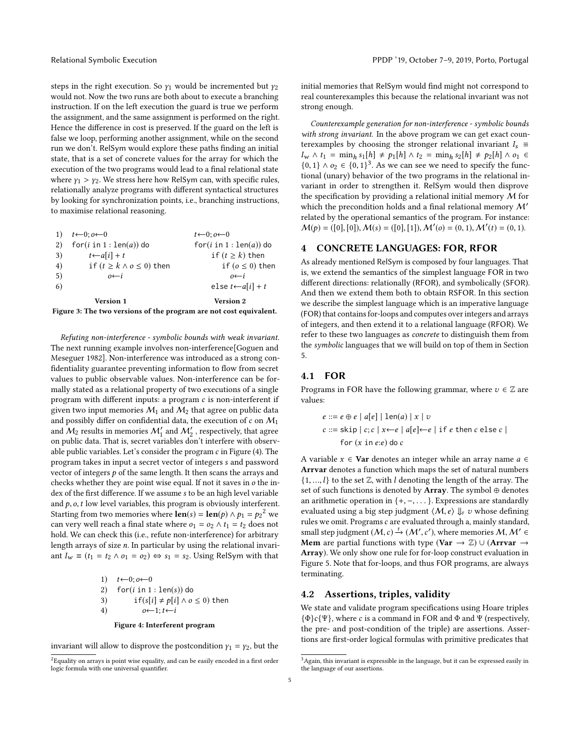steps in the right execution. So $\gamma_1$ would be incremented but $\gamma_2$ would not. Now the two runs are both about to execute a branching instruction. If on the left execution the guard is true we perform the assignment, and the same assignment is performed on the right. Hence the difference in cost is preserved. If the guard on the left is false we loop, performing another assignment, while on the second run we don't. RelSym would explore these paths finding an initial state, that is a set of concrete values for the array for which the execution of the two programs would lead to a final relational state where $\gamma_1 > \gamma_2$. We stress here how RelSym can, with specific rules, relationally analyze programs with different syntactical structures by looking for synchronization points, i.e., branching instructions, to maximise relational reasoning.

| | Version 1 | Version 2 |
|---|---|---|
| 1) | $t \leftarrow 0; o \leftarrow 0$ | $t \leftarrow 0; o \leftarrow 0$ |
| 2) | for($i$ in 1 : len($a$)) do | for($i$ in 1 : len($a$)) do |
| 3) | $t \leftarrow a[i] + t$ | if ($t \geq k$) then |
| 4) | if ($t \geq k \wedge o \leq 0$) then | if ($o \leq 0$) then |
| 5) | $o \leftarrow i$ | $o \leftarrow i$ |
| 6) | | else $t \leftarrow a[i] + t$ |

**Figure 3: The two versions of the program are not cost equivalent.**

*Refuting non-interference - symbolic bounds with weak invariant.* The next running example involves non-interference[Goguen and Meseguer 1982]. Non-interference was introduced as a strong confidentiality guarantee preventing information to flow from secret values to public observable values. Non-interference can be formally stated as a relational property of two executions of a single program with different inputs: a program $c$ is non-interferent if given two input memories $\mathcal{M}_1$ and $\mathcal{M}_2$ that agree on public data and possibly differ on confidential data, the execution of $c$ on $\mathcal{M}_1$ and $\mathcal{M}_2$ results in memories $\mathcal{M}_1'$ and $\mathcal{M}_2'$, respectively, that agree on public data. That is, secret variables don't interfere with observable public variables. Let's consider the program $c$ in Figure (4). The program takes in input a secret vector of integers $s$ and password vector of integers $p$ of the same length. It then scans the arrays and checks whether they are point wise equal. If not it saves in $o$ the index of the first difference. If we assume $s$ to be an high level variable and $p, o, t$ low level variables, this program is obviously interferent. Starting from two memories where $\mathbf{len}(s) = \mathbf{len}(p) \wedge p_1 = p_2$[2] we can very well reach a final state where $o_1 = o_2 \wedge t_1 = t_2$ does not hold. We can check this (i.e., refute non-interference) for arbitrary length arrays of size $n$. In particular by using the relational invariant $I_w \equiv (t_1 = t_2 \wedge o_1 = o_2) \Leftrightarrow s_1 = s_2$. Using RelSym with that

```
1)  t←0; o←0
2)  for(i in 1 : len(s)) do
3)      if(s[i] ≠ p[i] ∧ o ≤ 0) then
4)          o←1; t←i
```

**Figure 4: Interferent program**

invariant will allow to disprove the postcondition $\gamma_1 = \gamma_2$, but the initial memories that RelSym would find might not correspond to real counterexamples this because the relational invariant was not strong enough.

*Counterexample generation for non-interference - symbolic bounds with strong invariant.* In the above program we can get exact counterexamples by choosing the stronger relational invariant $I_s \equiv I_w \wedge t_1 = \min_h s_1[h] \neq p_1[h] \wedge t_2 = \min_h s_2[h] \neq p_2[h] \wedge o_1 \in \{0,1\} \wedge o_2 \in \{0,1\}$[3]. As we can see we need to specify the functional (unary) behavior of the two programs in the relational invariant in order to strengthen it. RelSym would then disprove the specification by providing a relational initial memory $\mathcal{M}$ for which the precondition holds and a final relational memory $\mathcal{M}'$ related by the operational semantics of the program. For instance: $\mathcal{M}(p) = ([0],[0]), \mathcal{M}(s) = ([0],[1]), \mathcal{M}'(o) = (0,1), \mathcal{M}'(t) = (0,1)$.

## 4 CONCRETE LANGUAGES: FOR, RFOR

As already mentioned RelSym is composed by four languages. That is, we extend the semantics of the simplest language FOR in two different directions: relationally (RFOR), and symbolically (SFOR). And then we extend them both to obtain RSFOR. In this section we describe the simplest language which is an imperative language (FOR) that contains for-loops and computes over integers and arrays of integers, and then extend it to a relational language (RFOR). We refer to these two languages as *concrete* to distinguish them from the *symbolic* languages that we will build on top of them in Section 5.

### 4.1 FOR

Programs in FOR have the following grammar, where $v \in \mathbb{Z}$ are values:

$$e ::= e \oplus e \mid a[e] \mid \mathtt{len}(a) \mid x \mid v$$

$$c ::= \mathtt{skip} \mid c; c \mid x \leftarrow e \mid a[e] \leftarrow e \mid \mathtt{if}\ e\ \mathtt{then}\ c\ \mathtt{else}\ c \mid \mathtt{for}\ (x\ \mathtt{in}\ e{:}e)\ \mathtt{do}\ c$$

A variable $x \in \mathbf{Var}$ denotes an integer while an array name $a \in \mathbf{Arrvar}$ denotes a function which maps the set of natural numbers $\{1, ..., l\}$ to the set $\mathbb{Z}$, with $l$ denoting the length of the array. The set of such functions is denoted by $\mathbf{Array}$. The symbol $\oplus$ denotes an arithmetic operation in $\{+, -, \dots\}$. Expressions are standardly evaluated using a big step judgment $\langle \mathcal{M}, e \rangle \Downarrow_{\scriptscriptstyle F} v$ whose defining rules we omit. Programs $c$ are evaluated through a, mainly standard, small step judgment $(\mathcal{M}, c) \xrightarrow{\scriptscriptstyle F} (\mathcal{M}', c')$, where memories $\mathcal{M}, \mathcal{M}' \in \mathbf{Mem}$ are partial functions with type $(\mathbf{Var} \to \mathbb{Z}) \cup (\mathbf{Arrvar} \to \mathbf{Array})$. We only show one rule for for-loop construct evaluation in Figure 5. Note that for-loops, and thus FOR programs, are always terminating.

### 4.2 Assertions, triples, validity

We state and validate program specifications using Hoare triples $\{\Phi\}c\{\Psi\}$, where $c$ is a command in FOR and $\Phi$ and $\Psi$ (respectively, the pre- and post-condition of the triple) are assertions. Assertions are first-order logical formulas with primitive predicates that

---

[2] Equality on arrays is point wise equality, and can be easily encoded in a first order logic formula with one universal quantifier.

[3] Again, this invariant is expressible in the language, but it can be expressed easily in the language of our assertions.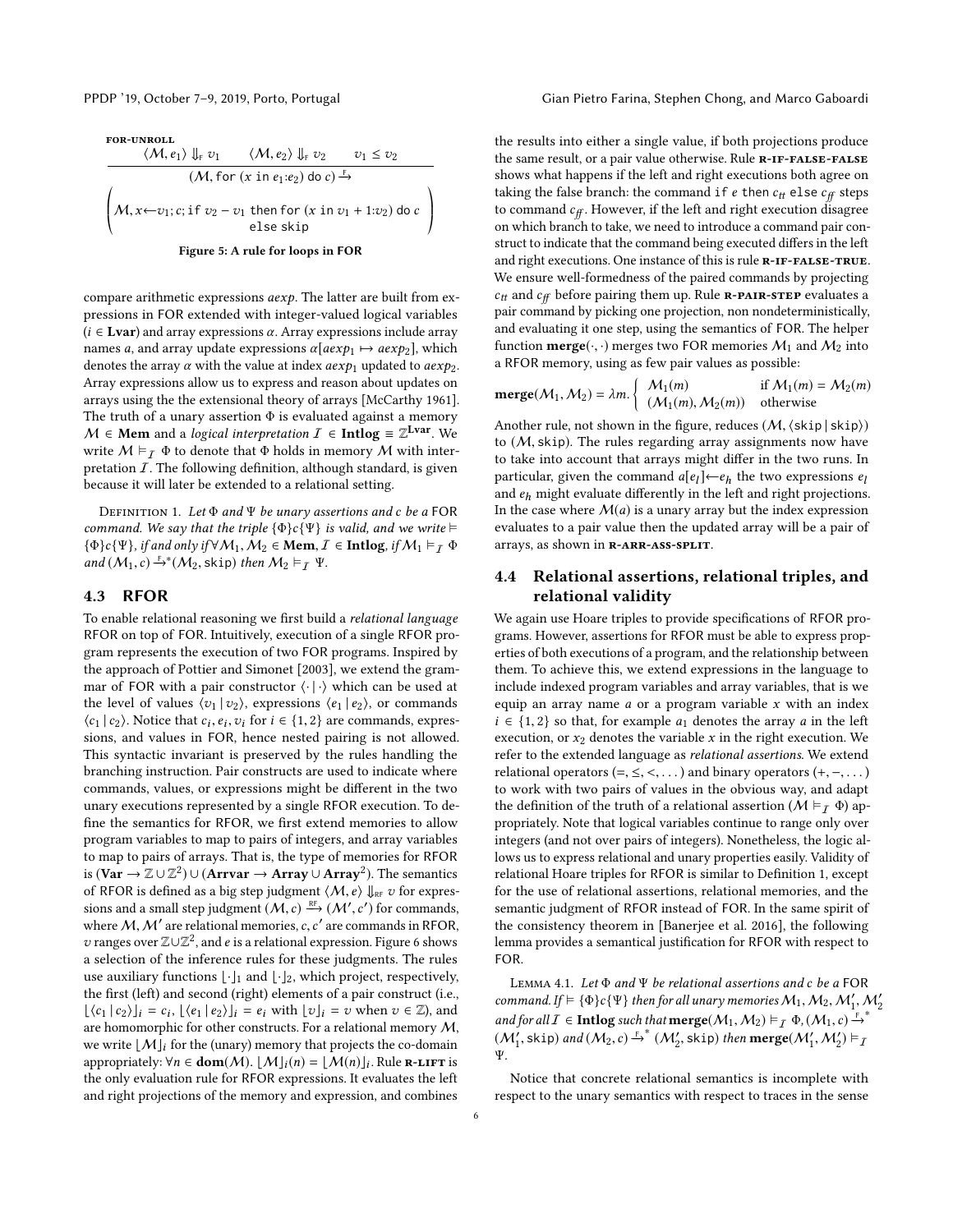$$\frac{\langle \mathcal{M}, e_1\rangle \Downarrow_{\text{F}} v_1 \qquad \langle \mathcal{M}, e_2\rangle \Downarrow_{\text{F}} v_2 \qquad v_1 \le v_2}{\begin{array}{c}(\mathcal{M}, \texttt{for } (x \texttt{ in } e_1{:}e_2) \texttt{ do } c) \xrightarrow{\text{F}} \\ \left(\mathcal{M}, x{\leftarrow}v_1; c; \texttt{if } v_2 - v_1 \texttt{ then for } (x \texttt{ in } v_1 + 1{:}v_2) \texttt{ do } c \atop \texttt{else skip}\right)\end{array}}\ \textsc{for-unroll}$$

**Figure 5: A rule for loops in FOR**

compare arithmetic expressions *aexp*. The latter are built from expressions in FOR extended with integer-valued logical variables ($i \in \mathbf{Lvar}$) and array expressions $\alpha$. Array expressions include array names *a*, and array update expressions $\alpha[aexp_1 \mapsto aexp_2]$, which denotes the array $\alpha$ with the value at index $aexp_1$ updated to $aexp_2$. Array expressions allow us to express and reason about updates on arrays using the the extensional theory of arrays [McCarthy 1961]. The truth of a unary assertion $\Phi$ is evaluated against a memory $\mathcal{M} \in \mathbf{Mem}$ and a *logical interpretation* $\mathcal{I} \in \mathbf{Intlog} \equiv \mathbb{Z}^{\mathbf{Lvar}}$. We write $\mathcal{M} \vDash_{\mathcal{I}} \Phi$ to denote that $\Phi$ holds in memory $\mathcal{M}$ with interpretation $\mathcal{I}$. The following definition, although standard, is given because it will later be extended to a relational setting.

Definition 1. *Let $\Phi$ and $\Psi$ be unary assertions and c be a* FOR *command. We say that the triple $\{\Phi\}c\{\Psi\}$ is valid, and we write $\vDash \{\Phi\}c\{\Psi\}$, if and only if $\forall \mathcal{M}_1, \mathcal{M}_2 \in \mathbf{Mem}, \mathcal{I} \in \mathbf{Intlog}$, if $\mathcal{M}_1 \vDash_{\mathcal{I}} \Phi$ and $(\mathcal{M}_1, c) \xrightarrow{\text{F}}{}^{*} (\mathcal{M}_2, \texttt{skip})$ then $\mathcal{M}_2 \vDash_{\mathcal{I}} \Psi$.*

### 4.3 RFOR

To enable relational reasoning we first build a *relational language* RFOR on top of FOR. Intuitively, execution of a single RFOR program represents the execution of two FOR programs. Inspired by the approach of Pottier and Simonet [2003], we extend the grammar of FOR with a pair constructor $\langle\cdot\,|\,\cdot\rangle$ which can be used at the level of values $\langle v_1\,|\,v_2\rangle$, expressions $\langle e_1\,|\,e_2\rangle$, or commands $\langle c_1\,|\,c_2\rangle$. Notice that $c_i, e_i, v_i$ for $i \in \{1,2\}$ are commands, expressions, and values in FOR, hence nested pairing is not allowed. This syntactic invariant is preserved by the rules handling the branching instruction. Pair constructs are used to indicate where commands, values, or expressions might be different in the two unary executions represented by a single RFOR execution. To define the semantics for RFOR, we first extend memories to allow program variables to map to pairs of integers, and array variables to map to pairs of arrays. That is, the type of memories for RFOR is $(\mathbf{Var} \to \mathbb{Z} \cup \mathbb{Z}^2) \cup (\mathbf{Arrvar} \to \mathbf{Array} \cup \mathbf{Array}^2)$. The semantics of RFOR is defined as a big step judgment $\langle \mathcal{M}, e\rangle \Downarrow_{\text{RF}} v$ for expressions and a small step judgment $(\mathcal{M}, c) \xrightarrow{\text{RF}} (\mathcal{M}', c')$ for commands, where $\mathcal{M}, \mathcal{M}'$ are relational memories, $c, c'$ are commands in RFOR, $v$ ranges over $\mathbb{Z} \cup \mathbb{Z}^2$, and $e$ is a relational expression. Figure 6 shows a selection of the inference rules for these judgments. The rules use auxiliary functions $\lfloor\cdot\rfloor_1$ and $\lfloor\cdot\rfloor_2$, which project, respectively, the first (left) and second (right) elements of a pair construct (i.e., $\lfloor\langle c_1\,|\,c_2\rangle\rfloor_i = c_i$, $\lfloor\langle e_1\,|\,e_2\rangle\rfloor_i = e_i$ with $\lfloor v\rfloor_i = v$ when $v \in \mathbb{Z}$), and are homomorphic for other constructs. For a relational memory $\mathcal{M}$, we write $\lfloor\mathcal{M}\rfloor_i$ for the (unary) memory that projects the co-domain appropriately: $\forall n \in \mathbf{dom}(\mathcal{M}).\ \lfloor\mathcal{M}\rfloor_i(n) = \lfloor\mathcal{M}(n)\rfloor_i$. Rule **r-lift** is the only evaluation rule for RFOR expressions. It evaluates the left and right projections of the memory and expression, and combines the results into either a single value, if both projections produce the same result, or a pair value otherwise. Rule **r-if-false-false** shows what happens if the left and right executions both agree on taking the false branch: the command `if` $e$ `then` $c_{tt}$ `else` $c_{ff}$ steps to command $c_{ff}$. However, if the left and right execution disagree on which branch to take, we need to introduce a command pair construct to indicate that the command being executed differs in the left and right executions. One instance of this is rule **r-if-false-true**. We ensure well-formedness of the paired commands by projecting $c_{tt}$ and $c_{ff}$ before pairing them up. Rule **r-pair-step** evaluates a pair command by picking one projection, non nondeterministically, and evaluating it one step, using the semantics of FOR. The helper function $\mathbf{merge}(\cdot,\cdot)$ merges two FOR memories $\mathcal{M}_1$ and $\mathcal{M}_2$ into a RFOR memory, using as few pair values as possible:

$$\mathbf{merge}(\mathcal{M}_1, \mathcal{M}_2) = \lambda m. \begin{cases} \mathcal{M}_1(m) & \text{if } \mathcal{M}_1(m) = \mathcal{M}_2(m) \\ (\mathcal{M}_1(m), \mathcal{M}_2(m)) & \text{otherwise} \end{cases}$$

Another rule, not shown in the figure, reduces $(\mathcal{M}, \langle\texttt{skip}\,|\,\texttt{skip}\rangle)$ to $(\mathcal{M}, \texttt{skip})$. The rules regarding array assignments now have to take into account that arrays might differ in the two runs. In particular, given the command $a[e_l]{\leftarrow}e_h$ the two expressions $e_l$ and $e_h$ might evaluate differently in the left and right projections. In the case where $\mathcal{M}(a)$ is a unary array but the index expression evaluates to a pair value then the updated array will be a pair of arrays, as shown in **r-arr-ass-split**.

### 4.4 Relational assertions, relational triples, and relational validity

We again use Hoare triples to provide specifications of RFOR programs. However, assertions for RFOR must be able to express properties of both executions of a program, and the relationship between them. To achieve this, we extend expressions in the language to include indexed program variables and array variables, that is we equip an array name $a$ or a program variable $x$ with an index $i \in \{1,2\}$ so that, for example $a_1$ denotes the array $a$ in the left execution, or $x_2$ denotes the variable $x$ in the right execution. We refer to the extended language as *relational assertions*. We extend relational operators ($=, \le, <, \ldots$) and binary operators ($+, -, \ldots$) to work with two pairs of values in the obvious way, and adapt the definition of the truth of a relational assertion ($\mathcal{M} \vDash_{\mathcal{I}} \Phi$) appropriately. Note that logical variables continue to range only over integers (and not over pairs of integers). Nonetheless, the logic allows us to express relational and unary properties easily. Validity of relational Hoare triples for RFOR is similar to Definition 1, except for the use of relational assertions, relational memories, and the semantic judgment of RFOR instead of FOR. In the same spirit of the consistency theorem in [Banerjee et al. 2016], the following lemma provides a semantical justification for RFOR with respect to FOR.

Lemma 4.1. *Let $\Phi$ and $\Psi$ be relational assertions and c be a* FOR *command. If $\vDash \{\Phi\}c\{\Psi\}$ then for all unary memories $\mathcal{M}_1, \mathcal{M}_2, \mathcal{M}_1', \mathcal{M}_2'$ and for all $\mathcal{I} \in \mathbf{Intlog}$ such that $\mathbf{merge}(\mathcal{M}_1, \mathcal{M}_2) \vDash_{\mathcal{I}} \Phi$, $(\mathcal{M}_1, c) \xrightarrow{\text{F}}{}^{*} (\mathcal{M}_1', \texttt{skip})$ and $(\mathcal{M}_2, c) \xrightarrow{\text{F}}{}^{*} (\mathcal{M}_2', \texttt{skip})$ then $\mathbf{merge}(\mathcal{M}_1', \mathcal{M}_2') \vDash_{\mathcal{I}} \Psi$.*

Notice that concrete relational semantics is incomplete with respect to the unary semantics with respect to traces in the sense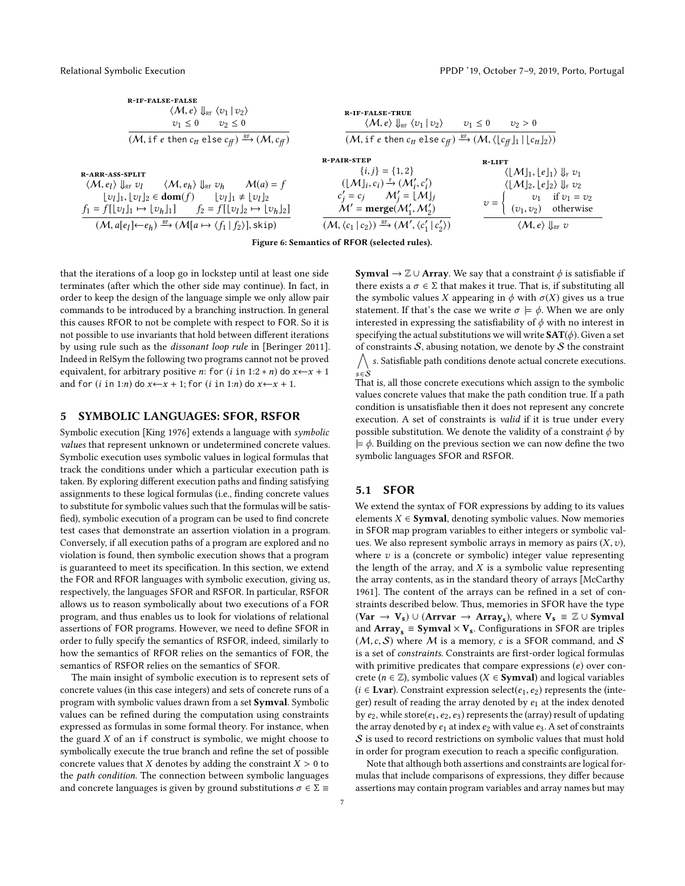$$\frac{\langle \mathcal{M}, e \rangle \Downarrow_{\text{RF}} \langle v_1 \mid v_2 \rangle \qquad v_1 \le 0 \qquad v_2 \le 0}{(\mathcal{M}, \texttt{if } e \texttt{ then } c_{tt} \texttt{ else } c_{ff}) \xrightarrow{\text{RF}} (\mathcal{M}, c_{ff})} \textsc{r-if-false-false}$$

$$\frac{\langle \mathcal{M}, e \rangle \Downarrow_{\text{RF}} \langle v_1 \mid v_2 \rangle \qquad v_1 \le 0 \qquad v_2 > 0}{(\mathcal{M}, \texttt{if } e \texttt{ then } c_{tt} \texttt{ else } c_{ff}) \xrightarrow{\text{RF}} (\mathcal{M}, \langle \lfloor c_{ff} \rfloor_1 \mid \lfloor c_{tt} \rfloor_2 \rangle)} \textsc{r-if-false-true}$$

$$\frac{\begin{array}{c}\langle \mathcal{M}, e_l \rangle \Downarrow_{\text{RF}} v_l \qquad \langle \mathcal{M}, e_h \rangle \Downarrow_{\text{RF}} v_h \qquad \mathcal{M}(a) = f \\ \lfloor v_l \rfloor_1, \lfloor v_l \rfloor_2 \in \mathbf{dom}(f) \qquad \lfloor v_l \rfloor_1 \ne \lfloor v_l \rfloor_2 \\ f_1 = f[\lfloor v_l \rfloor_1 \mapsto \lfloor v_h \rfloor_1] \qquad f_2 = f[\lfloor v_l \rfloor_2 \mapsto \lfloor v_h \rfloor_2]\end{array}}{(\mathcal{M}, a[e_l] \leftarrow e_h) \xrightarrow{\text{RF}} (\mathcal{M}[a \mapsto \langle f_1 \mid f_2 \rangle], \texttt{skip})} \textsc{r-arr-ass-split}$$

$$\frac{\begin{array}{c}\{i, j\} = \{1, 2\} \\ (\lfloor \mathcal{M} \rfloor_i, c_i) \xrightarrow{\text{F}} (\mathcal{M}'_i, c'_i) \\ c'_j = c_j \qquad \mathcal{M}'_j = \lfloor \mathcal{M} \rfloor_j \\ \mathcal{M}' = \mathbf{merge}(\mathcal{M}'_1, \mathcal{M}'_2)\end{array}}{(\mathcal{M}, \langle c_1 \mid c_2 \rangle) \xrightarrow{\text{RF}} (\mathcal{M}', \langle c'_1 \mid c'_2 \rangle)} \textsc{r-pair-step}$$

$$\frac{\begin{array}{c}\langle \lfloor \mathcal{M} \rfloor_1, \lfloor e \rfloor_1 \rangle \Downarrow_{\text{F}} v_1 \\ \langle \lfloor \mathcal{M} \rfloor_2, \lfloor e \rfloor_2 \rangle \Downarrow_{\text{F}} v_2 \\ v = \begin{cases} v_1 & \text{if } v_1 = v_2 \\ (v_1, v_2) & \text{otherwise} \end{cases}\end{array}}{\langle \mathcal{M}, e \rangle \Downarrow_{\text{RF}} v} \textsc{r-lift}$$

Figure 6: Semantics of RFOR (selected rules).

that the iterations of a loop go in lockstep until at least one side terminates (after which the other side may continue). In fact, in order to keep the design of the language simple we only allow pair commands to be introduced by a branching instruction. In general this causes RFOR to not be complete with respect to FOR. So it is not possible to use invariants that hold between different iterations by using rule such as the *dissonant loop rule* in [Beringer 2011]. Indeed in RelSym the following two programs cannot not be proved equivalent, for arbitrary positive $n$: for ($i$ in 1:2 ∗ $n$) do $x \leftarrow x + 1$ and for ($i$ in 1:$n$) do $x \leftarrow x + 1$; for ($i$ in 1:$n$) do $x \leftarrow x + 1$.

## 5 SYMBOLIC LANGUAGES: SFOR, RSFOR

Symbolic execution [King 1976] extends a language with *symbolic values* that represent unknown or undetermined concrete values. Symbolic execution uses symbolic values in logical formulas that track the conditions under which a particular execution path is taken. By exploring different execution paths and finding satisfying assignments to these logical formulas (i.e., finding concrete values to substitute for symbolic values such that the formulas will be satisfied), symbolic execution of a program can be used to find concrete test cases that demonstrate an assertion violation in a program. Conversely, if all execution paths of a program are explored and no violation is found, then symbolic execution shows that a program is guaranteed to meet its specification. In this section, we extend the FOR and RFOR languages with symbolic execution, giving us, respectively, the languages SFOR and RSFOR. In particular, RSFOR allows us to reason symbolically about two executions of a FOR program, and thus enables us to look for violations of relational assertions of FOR programs. However, we need to define SFOR in order to fully specify the semantics of RSFOR, indeed, similarly to how the semantics of RFOR relies on the semantics of FOR, the semantics of RSFOR relies on the semantics of SFOR.

The main insight of symbolic execution is to represent sets of concrete values (in this case integers) and sets of concrete runs of a program with symbolic values drawn from a set **Symval**. Symbolic values can be refined during the computation using constraints expressed as formulas in some formal theory. For instance, when the guard $X$ of an if construct is symbolic, we might choose to symbolically execute the true branch and refine the set of possible concrete values that $X$ denotes by adding the constraint $X > 0$ to the *path condition*. The connection between symbolic languages and concrete languages is given by ground substitutions $\sigma \in \Sigma \equiv \mathbf{Symval} \to \mathbb{Z} \cup \mathbf{Array}$. We say that a constraint $\phi$ is satisfiable if there exists a $\sigma \in \Sigma$ that makes it true. That is, if substituting all the symbolic values $X$ appearing in $\phi$ with $\sigma(X)$ gives us a true statement. If that's the case we write $\sigma \models \phi$. When we are only interested in expressing the satisfiability of $\phi$ with no interest in specifying the actual substitutions we will write $\mathbf{SAT}(\phi)$. Given a set of constraints $\mathcal{S}$, abusing notation, we denote by $\mathcal{S}$ the constraint $\bigwedge_{s \in \mathcal{S}} s$. Satisfiable path conditions denote actual concrete executions. That is, all those concrete executions which assign to the symbolic values concrete values that make the path condition true. If a path condition is unsatisfiable then it does not represent any concrete execution. A set of constraints is *valid* if it is true under every possible substitution. We denote the validity of a constraint $\phi$ by $\models \phi$. Building on the previous section we can now define the two symbolic languages SFOR and RSFOR.

### 5.1 SFOR

We extend the syntax of FOR expressions by adding to its values elements $X \in \mathbf{Symval}$, denoting symbolic values. Now memories in SFOR map program variables to either integers or symbolic values. We also represent symbolic arrays in memory as pairs $(X, v)$, where $v$ is a (concrete or symbolic) integer value representing the length of the array, and $X$ is a symbolic value representing the array contents, as in the standard theory of arrays [McCarthy 1961]. The content of the arrays can be refined in a set of constraints described below. Thus, memories in SFOR have the type $(\mathbf{Var} \to \mathbf{V_s}) \cup (\mathbf{Arrvar} \to \mathbf{Array_s})$, where $\mathbf{V_s} \equiv \mathbb{Z} \cup \mathbf{Symval}$ and $\mathbf{Array_s} \equiv \mathbf{Symval} \times \mathbf{V_s}$. Configurations in SFOR are triples $(\mathcal{M}, c, \mathcal{S})$ where $\mathcal{M}$ is a memory, $c$ is a SFOR command, and $\mathcal{S}$ is a set of *constraints*. Constraints are first-order logical formulas with primitive predicates that compare expressions ($e$) over concrete ($n \in \mathbb{Z}$), symbolic values ($X \in \mathbf{Symval}$) and logical variables ($i \in \mathbf{Lvar}$). Constraint expression select$(e_1, e_2)$ represents the (integer) result of reading the array denoted by $e_1$ at the index denoted by $e_2$, while store$(e_1, e_2, e_3)$ represents the (array) result of updating the array denoted by $e_1$ at index $e_2$ with value $e_3$. A set of constraints $\mathcal{S}$ is used to record restrictions on symbolic values that must hold in order for program execution to reach a specific configuration.

Note that although both assertions and constraints are logical formulas that include comparisons of expressions, they differ because assertions may contain program variables and array names but may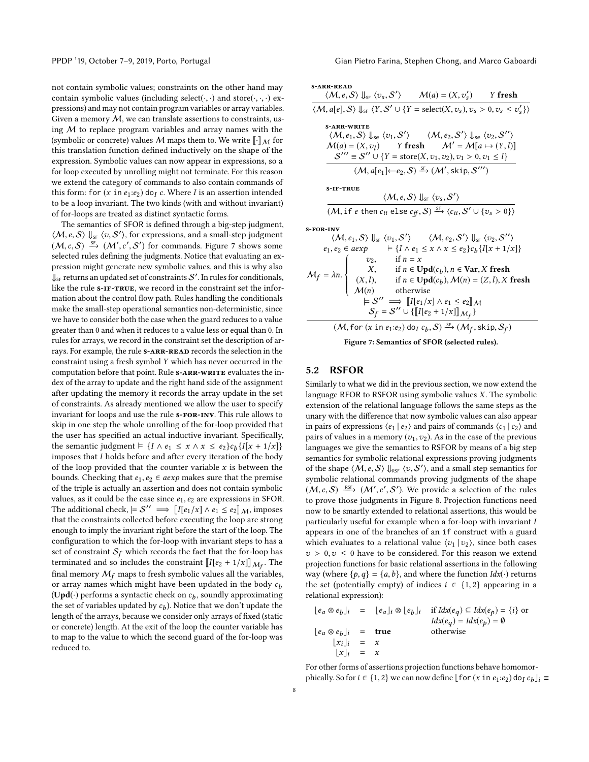not contain symbolic values; constraints on the other hand may contain symbolic values (including select(·, ·) and store(·, ·, ·) expressions) and may not contain program variables or array variables. Given a memory $\mathcal{M}$, we can translate assertions to constraints, using $\mathcal{M}$ to replace program variables and array names with the (symbolic or concrete) values $\mathcal{M}$ maps them to. We write $[\![\cdot]\!]_{\mathcal{M}}$ for this translation function defined inductively on the shape of the expression. Symbolic values can now appear in expressions, so a for loop executed by unrolling might not terminate. For this reason we extend the category of commands to also contain commands of this form: for ($x$ in $e_1$:$e_2$) do$_I$ $c$. Where $I$ is an assertion intended to be a loop invariant. The two kinds (with and without invariant) of for-loops are treated as distinct syntactic forms.

The semantics of SFOR is defined through a big-step judgment, $\langle \mathcal{M}, e, \mathcal{S} \rangle \Downarrow_{\text{SF}} \langle v, \mathcal{S}' \rangle$, for expressions, and a small-step judgment $(\mathcal{M}, c, \mathcal{S}) \xrightarrow{\text{SF}} (\mathcal{M}', c', \mathcal{S}')$ for commands. Figure 7 shows some selected rules defining the judgments. Notice that evaluating an expression might generate new symbolic values, and this is why also $\Downarrow_{\text{SF}}$ returns an updated set of constraints $\mathcal{S}'$. In rules for conditionals, like the rule **s-if-true**, we record in the constraint set the information about the control flow path. Rules handling the conditionals make the small-step operational semantics non-deterministic, since we have to consider both the case when the guard reduces to a value greater than 0 and when it reduces to a value less or equal than 0. In rules for arrays, we record in the constraint set the description of arrays. For example, the rule **s-arr-read** records the selection in the constraint using a fresh symbol $Y$ which has never occurred in the computation before that point. Rule **s-arr-write** evaluates the index of the array to update and the right hand side of the assignment after updating the memory it records the array update in the set of constraints. As already mentioned we allow the user to specify invariant for loops and use the rule **s-for-inv**. This rule allows to skip in one step the whole unrolling of the for-loop provided that the user has specified an actual inductive invariant. Specifically, the semantic judgment $\vDash \{I \wedge e_1 \leq x \wedge x \leq e_2\} c_b \{I[x + 1/x]\}$ imposes that $I$ holds before and after every iteration of the body of the loop provided that the counter variable $x$ is between the bounds. Checking that $e_1, e_2 \in aexp$ makes sure that the premise of the triple is actually an assertion and does not contain symbolic values, as it could be the case since $e_1, e_2$ are expressions in SFOR. The additional check, $\vDash \mathcal{S}'' \implies [\![I[e_1/x] \wedge e_1 \leq e_2]\!]_{\mathcal{M}}$, imposes that the constraints collected before executing the loop are strong enough to imply the invariant right before the start of the loop. The configuration to which the for-loop with invariant steps to has a set of constraint $\mathcal{S}_f$ which records the fact that the for-loop has terminated and so includes the constraint $[\![I[e_2 + 1/x]]\!]_{\mathcal{M}_f}$. The final memory $\mathcal{M}_f$ maps to fresh symbolic values all the variables, or array names which might have been updated in the body $c_b$ ($\mathbf{Upd}(\cdot)$ performs a syntactic check on $c_b$, soundly approximating the set of variables updated by $c_b$). Notice that we don't update the length of the arrays, because we consider only arrays of fixed (static or concrete) length. At the exit of the loop the counter variable has to map to the value to which the second guard of the for-loop was reduced to.

**s-arr-read**
$$\frac{\langle \mathcal{M}, e, \mathcal{S} \rangle \Downarrow_{\text{SF}} \langle v_s, \mathcal{S}' \rangle \qquad \mathcal{M}(a) = (X, v_s') \qquad Y \textbf{ fresh}}{\langle \mathcal{M}, a[e], \mathcal{S} \rangle \Downarrow_{\text{SF}} \langle Y, \mathcal{S}' \cup \{Y = \text{select}(X, v_s), v_s > 0, v_s \leq v_s'\} \rangle}$$

**s-arr-write**
$$\frac{\begin{array}{c}\langle \mathcal{M}, e_1, \mathcal{S} \rangle \Downarrow_{\text{se}} \langle v_1, \mathcal{S}' \rangle \qquad \langle \mathcal{M}, e_2, \mathcal{S}' \rangle \Downarrow_{\text{se}} \langle v_2, \mathcal{S}'' \rangle \\ \mathcal{M}(a) = (X, v_l) \qquad Y \textbf{ fresh} \qquad \mathcal{M}' = \mathcal{M}[a \mapsto (Y, l)] \\ \mathcal{S}''' \equiv \mathcal{S}'' \cup \{Y = \text{store}(X, v_1, v_2), v_1 > 0, v_1 \leq l\}\end{array}}{(\mathcal{M}, a[e_1] \leftarrow e_2, \mathcal{S}) \xrightarrow{\text{SF}} (\mathcal{M}', \texttt{skip}, \mathcal{S}''')}$$

**s-if-true**
$$\frac{\langle \mathcal{M}, e, \mathcal{S} \rangle \Downarrow_{\text{SF}} \langle v_s, \mathcal{S}' \rangle}{(\mathcal{M}, \texttt{if } e \texttt{ then } c_{tt} \texttt{ else } c_{ff}, \mathcal{S}) \xrightarrow{\text{SF}} \langle c_{tt}, \mathcal{S}' \cup \{v_s > 0\} \rangle}$$

**s-for-inv**
$$\frac{\begin{array}{c}\langle \mathcal{M}, e_1, \mathcal{S} \rangle \Downarrow_{\text{SF}} \langle v_1, \mathcal{S}' \rangle \qquad \langle \mathcal{M}, e_2, \mathcal{S}' \rangle \Downarrow_{\text{SF}} \langle v_2, \mathcal{S}'' \rangle \\ e_1, e_2 \in aexp \qquad \vDash \{I \wedge e_1 \leq x \wedge x \leq e_2\} c_b \{I[x + 1/x]\} \\ \mathcal{M}_f = \lambda n. \begin{cases} v_2, & \text{if } n = x \\ X, & \text{if } n \in \mathbf{Upd}(c_b), n \in \mathbf{Var}, X \textbf{ fresh} \\ (X, l), & \text{if } n \in \mathbf{Upd}(c_b), \mathcal{M}(n) = (Z, l), X \textbf{ fresh} \\ \mathcal{M}(n) & \text{otherwise} \end{cases} \\ \vDash \mathcal{S}'' \implies [\![I[e_1/x] \wedge e_1 \leq e_2]\!]_{\mathcal{M}} \\ \mathcal{S}_f = \mathcal{S}'' \cup \{[\![I[e_2 + 1/x]]\!]_{\mathcal{M}_f}\}\end{array}}{(\mathcal{M}, \texttt{for } (x \texttt{ in } e_1{:}e_2) \texttt{ do}_I\ c_b, \mathcal{S}) \xrightarrow{\text{SF}} (\mathcal{M}_f, \texttt{skip}, \mathcal{S}_f)}$$

Figure 7: Semantics of SFOR (selected rules).

## 5.2 RSFOR

Similarly to what we did in the previous section, we now extend the language RFOR to RSFOR using symbolic values $X$. The symbolic extension of the relational language follows the same steps as the unary with the difference that now symbolic values can also appear in pairs of expressions $\langle e_1 \,|\, e_2 \rangle$ and pairs of commands $\langle c_1 \,|\, c_2 \rangle$ and pairs of values in a memory $(v_1, v_2)$. As in the case of the previous languages we give the semantics to RSFOR by means of a big step semantics for symbolic relational expressions proving judgments of the shape $\langle \mathcal{M}, e, \mathcal{S} \rangle \Downarrow_{\text{RSF}} \langle v, \mathcal{S}' \rangle$, and a small step semantics for symbolic relational commands proving judgments of the shape $(\mathcal{M}, c, \mathcal{S}) \xrightarrow{\text{RSF}} (\mathcal{M}', c', \mathcal{S}')$. We provide a selection of the rules to prove those judgments in Figure 8. Projection functions need now to be smartly extended to relational assertions, this would be particularly useful for example when a for-loop with invariant $I$ appears in one of the branches of an if construct with a guard which evaluates to a relational value $\langle v_1 \,|\, v_2 \rangle$, since both cases $v > 0, v \leq 0$ have to be considered. For this reason we extend projection functions for basic relational assertions in the following way (where $\{p, q\} = \{a, b\}$, and where the function $Idx(\cdot)$ returns the set (potentially empty) of indices $i \in \{1, 2\}$ appearing in a relational expression):

$$\begin{array}{rcll} \lfloor e_a \otimes e_b \rfloor_i & = & \lfloor e_a \rfloor_i \otimes \lfloor e_b \rfloor_i & \text{if } Idx(e_q) \subseteq Idx(e_p) = \{i\} \text{ or} \\ & & & Idx(e_q) = Idx(e_p) = \emptyset \\ \lfloor e_a \otimes e_b \rfloor_i & = & \textbf{true} & \text{otherwise} \\ \lfloor x_i \rfloor_i & = & x & \\ \lfloor x \rfloor_i & = & x & \end{array}$$

For other forms of assertions projection functions behave homomorphically. So for $i \in \{1, 2\}$ we can now define $\lfloor \texttt{for } (x \texttt{ in } e_1{:}e_2) \texttt{ do}_I\ c_b \rfloor_i \equiv$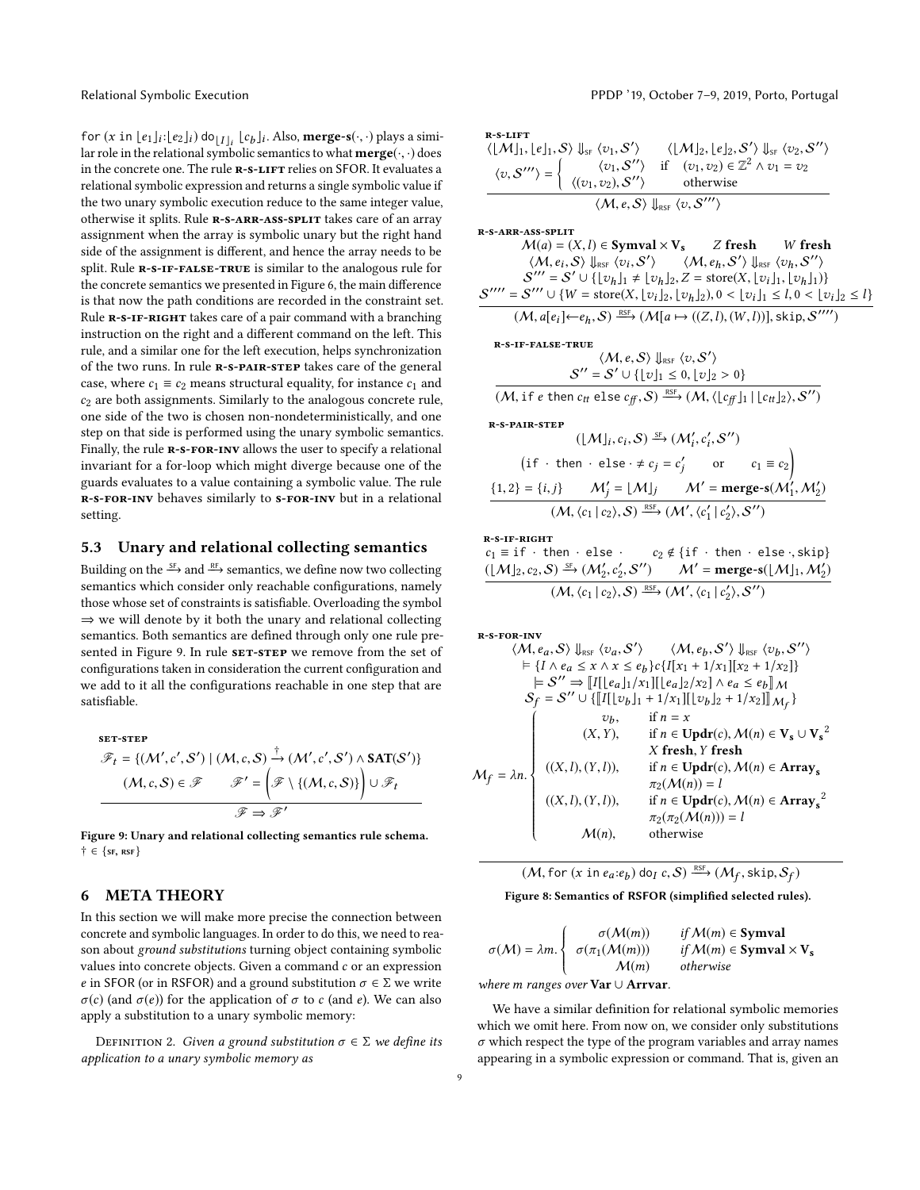for $(x$ in $\lfloor e_1 \rfloor_i$:$\lfloor e_2 \rfloor_i)$ do$_{\lfloor I \rfloor_i}$ $\lfloor c_b \rfloor_i$. Also, **merge-s**$(\cdot,\cdot)$ plays a similar role in the relational symbolic semantics to what **merge**$(\cdot,\cdot)$ does in the concrete one. The rule R-S-LIFT relies on SFOR. It evaluates a relational symbolic expression and returns a single symbolic value if the two unary symbolic execution reduce to the same integer value, otherwise it splits. Rule R-S-ARR-ASS-SPLIT takes care of an array assignment when the array is symbolic unary but the right hand side of the assignment is different, and hence the array needs to be split. Rule R-S-IF-FALSE-TRUE is similar to the analogous rule for the concrete semantics we presented in Figure 6, the main difference is that now the path conditions are recorded in the constraint set. Rule R-S-IF-RIGHT takes care of a pair command with a branching instruction on the right and a different command on the left. This rule, and a similar one for the left execution, helps synchronization of the two runs. In rule R-S-PAIR-STEP takes care of the general case, where $c_1 \equiv c_2$ means structural equality, for instance $c_1$ and $c_2$ are both assignments. Similarly to the analogous concrete rule, one side of the two is chosen non-nondeterministically, and one step on that side is performed using the unary symbolic semantics. Finally, the rule R-S-FOR-INV allows the user to specify a relational invariant for a for-loop which might diverge because one of the guards evaluates to a value containing a symbolic value. The rule R-S-FOR-INV behaves similarly to S-FOR-INV but in a relational setting.

## 5.3 Unary and relational collecting semantics

Building on the $\xrightarrow{\text{SF}}$ and $\xrightarrow{\text{RF}}$ semantics, we define now two collecting semantics which consider only reachable configurations, namely those whose set of constraints is satisfiable. Overloading the symbol $\Rightarrow$ we will denote by it both the unary and relational collecting semantics. Both semantics are defined through only one rule presented in Figure 9. In rule SET-STEP we remove from the set of configurations taken in consideration the current configuration and we add to it all the configurations reachable in one step that are satisfiable.

SET-STEP

$$\frac{\mathscr{F}_t = \{(\mathcal{M}', c', \mathcal{S}') \mid (\mathcal{M}, c, \mathcal{S}) \xrightarrow{\dagger} (\mathcal{M}', c', \mathcal{S}') \wedge \mathbf{SAT}(\mathcal{S}')\} \qquad (\mathcal{M}, c, \mathcal{S}) \in \mathscr{F} \qquad \mathscr{F}' = \left(\mathscr{F} \setminus \{(\mathcal{M}, c, \mathcal{S})\}\right) \cup \mathscr{F}_t}{\mathscr{F} \Rightarrow \mathscr{F}'}$$

Figure 9: Unary and relational collecting semantics rule schema. $\dagger \in \{\text{SF}, \text{RSF}\}$

# 6 META THEORY

In this section we will make more precise the connection between concrete and symbolic languages. In order to do this, we need to reason about *ground substitutions* turning object containing symbolic values into concrete objects. Given a command $c$ or an expression $e$ in SFOR (or in RSFOR) and a ground substitution $\sigma \in \Sigma$ we write $\sigma(c)$ (and $\sigma(e)$) for the application of $\sigma$ to $c$ (and $e$). We can also apply a substitution to a unary symbolic memory:

Definition 2. *Given a ground substitution $\sigma \in \Sigma$ we define its application to a unary symbolic memory as*

R-S-LIFT

$$\frac{\langle \lfloor \mathcal{M} \rfloor_1, \lfloor e \rfloor_1, \mathcal{S} \rangle \Downarrow_{\text{SF}} \langle v_1, \mathcal{S}' \rangle \qquad \langle \lfloor \mathcal{M} \rfloor_2, \lfloor e \rfloor_2, \mathcal{S}' \rangle \Downarrow_{\text{SF}} \langle v_2, \mathcal{S}'' \rangle \qquad \langle v, \mathcal{S}''' \rangle = \begin{cases} \langle v_1, \mathcal{S}'' \rangle & \text{if } (v_1, v_2) \in \mathbb{Z}^2 \wedge v_1 = v_2 \\ \langle (v_1, v_2), \mathcal{S}'' \rangle & \text{otherwise} \end{cases}}{\langle \mathcal{M}, e, \mathcal{S} \rangle \Downarrow_{\text{RSF}} \langle v, \mathcal{S}''' \rangle}$$

R-S-ARR-ASS-SPLIT

$$\frac{\begin{array}{c}\mathcal{M}(a) = (X, l) \in \mathbf{Symval} \times \mathbf{V_s} \qquad Z \textbf{ fresh} \qquad W \textbf{ fresh} \\ \langle \mathcal{M}, e_i, \mathcal{S} \rangle \Downarrow_{\text{RSF}} \langle v_i, \mathcal{S}' \rangle \qquad \langle \mathcal{M}, e_h, \mathcal{S}' \rangle \Downarrow_{\text{RSF}} \langle v_h, \mathcal{S}'' \rangle \\ \mathcal{S}''' = \mathcal{S}' \cup \{\lfloor v_h \rfloor_1 \neq \lfloor v_h \rfloor_2, Z = \text{store}(X, \lfloor v_i \rfloor_1, \lfloor v_h \rfloor_1)\} \\ \mathcal{S}'''' = \mathcal{S}''' \cup \{W = \text{store}(X, \lfloor v_i \rfloor_2, \lfloor v_h \rfloor_2), 0 < \lfloor v_i \rfloor_1 \leq l, 0 < \lfloor v_i \rfloor_2 \leq l\}\end{array}}{(\mathcal{M}, a[e_i] \leftarrow e_h, \mathcal{S}) \xrightarrow{\text{RSF}} (\mathcal{M}[a \mapsto ((Z, l), (W, l))], \texttt{skip}, \mathcal{S}'''')}$$

R-S-IF-FALSE-TRUE

$$\frac{\langle \mathcal{M}, e, \mathcal{S} \rangle \Downarrow_{\text{RSF}} \langle v, \mathcal{S}' \rangle \qquad \mathcal{S}'' = \mathcal{S}' \cup \{\lfloor v \rfloor_1 \leq 0, \lfloor v \rfloor_2 > 0\}}{(\mathcal{M}, \texttt{if } e \texttt{ then } c_{tt} \texttt{ else } c_{ff}, \mathcal{S}) \xrightarrow{\text{RSF}} (\mathcal{M}, \langle \lfloor c_{ff} \rfloor_1 \mid \lfloor c_{tt} \rfloor_2 \rangle, \mathcal{S}'')}$$

R-S-PAIR-STEP

$$\frac{(\lfloor \mathcal{M} \rfloor_i, c_i, \mathcal{S}) \xrightarrow{\text{SF}} (\mathcal{M}'_i, c'_i, \mathcal{S}'') \qquad \left(\texttt{if} \cdot \texttt{then} \cdot \texttt{else} \cdot \neq c_j = c'_j \quad \text{or} \quad c_1 \equiv c_2\right) \qquad \{1, 2\} = \{i, j\} \qquad \mathcal{M}'_j = \lfloor \mathcal{M} \rfloor_j \qquad \mathcal{M}' = \mathbf{merge\text{-}s}(\mathcal{M}'_1, \mathcal{M}'_2)}{(\mathcal{M}, \langle c_1 \mid c_2 \rangle, \mathcal{S}) \xrightarrow{\text{RSF}} (\mathcal{M}', \langle c'_1 \mid c'_2 \rangle, \mathcal{S}'')}$$

R-S-IF-RIGHT

$$\frac{c_1 \equiv \texttt{if} \cdot \texttt{then} \cdot \texttt{else} \cdot \qquad c_2 \notin \{\texttt{if} \cdot \texttt{then} \cdot \texttt{else} \cdot, \texttt{skip}\} \qquad (\lfloor \mathcal{M} \rfloor_2, c_2, \mathcal{S}) \xrightarrow{\text{SF}} (\mathcal{M}'_2, c'_2, \mathcal{S}'') \qquad \mathcal{M}' = \mathbf{merge\text{-}s}(\lfloor \mathcal{M} \rfloor_1, \mathcal{M}'_2)}{(\mathcal{M}, \langle c_1 \mid c_2 \rangle, \mathcal{S}) \xrightarrow{\text{RSF}} (\mathcal{M}', \langle c_1 \mid c'_2 \rangle, \mathcal{S}'')}$$

R-S-FOR-INV

$$\frac{\begin{array}{c}\langle \mathcal{M}, e_a, \mathcal{S} \rangle \Downarrow_{\text{RSF}} \langle v_a, \mathcal{S}' \rangle \qquad \langle \mathcal{M}, e_b, \mathcal{S}' \rangle \Downarrow_{\text{RSF}} \langle v_b, \mathcal{S}'' \rangle \\ \vDash \{I \wedge e_a \leq x \wedge x \leq e_b\} c \{I[x_1 + 1/x_1][x_2 + 1/x_2]\} \\ \vDash \mathcal{S}'' \Rightarrow [\![ I[\lfloor e_a \rfloor_1 / x_1][\lfloor e_a \rfloor_2 / x_2] \wedge e_a \leq e_b ]\!]_{\mathcal{M}} \\ \mathcal{S}_f = \mathcal{S}'' \cup \{[\![ I[\lfloor v_b \rfloor_1 + 1/x_1][\lfloor v_b \rfloor_2 + 1/x_2] ]\!]_{\mathcal{M}_f}\} \\ \mathcal{M}_f = \lambda n. \begin{cases} v_b, & \text{if } n = x \\ (X, Y), & \text{if } n \in \mathbf{Updr}(c), \mathcal{M}(n) \in \mathbf{V_s} \cup \mathbf{V_s}^2 \\ & X \textbf{ fresh}, Y \textbf{ fresh} \\ ((X, l), (Y, l)), & \text{if } n \in \mathbf{Updr}(c), \mathcal{M}(n) \in \mathbf{Array_s} \\ & \pi_2(\mathcal{M}(n)) = l \\ ((X, l), (Y, l)), & \text{if } n \in \mathbf{Updr}(c), \mathcal{M}(n) \in \mathbf{Array_s}^2 \\ & \pi_2(\pi_2(\mathcal{M}(n))) = l \\ \mathcal{M}(n), & \text{otherwise} \end{cases}\end{array}}{(\mathcal{M}, \texttt{for } (x \texttt{ in } e_a{:}e_b) \texttt{ do}_I\ c, \mathcal{S}) \xrightarrow{\text{RSF}} (\mathcal{M}_f, \texttt{skip}, \mathcal{S}_f)}$$

Figure 8: Semantics of RSFOR (simplified selected rules).

$$\sigma(\mathcal{M}) = \lambda m. \begin{cases} \sigma(\mathcal{M}(m)) & \textit{if } \mathcal{M}(m) \in \mathbf{Symval} \\ \sigma(\pi_1(\mathcal{M}(m))) & \textit{if } \mathcal{M}(m) \in \mathbf{Symval} \times \mathbf{V_s} \\ \mathcal{M}(m) & \textit{otherwise} \end{cases}$$

*where $m$ ranges over* $\mathbf{Var} \cup \mathbf{Arrvar}$.

We have a similar definition for relational symbolic memories which we omit here. From now on, we consider only substitutions $\sigma$ which respect the type of the program variables and array names appearing in a symbolic expression or command. That is, given an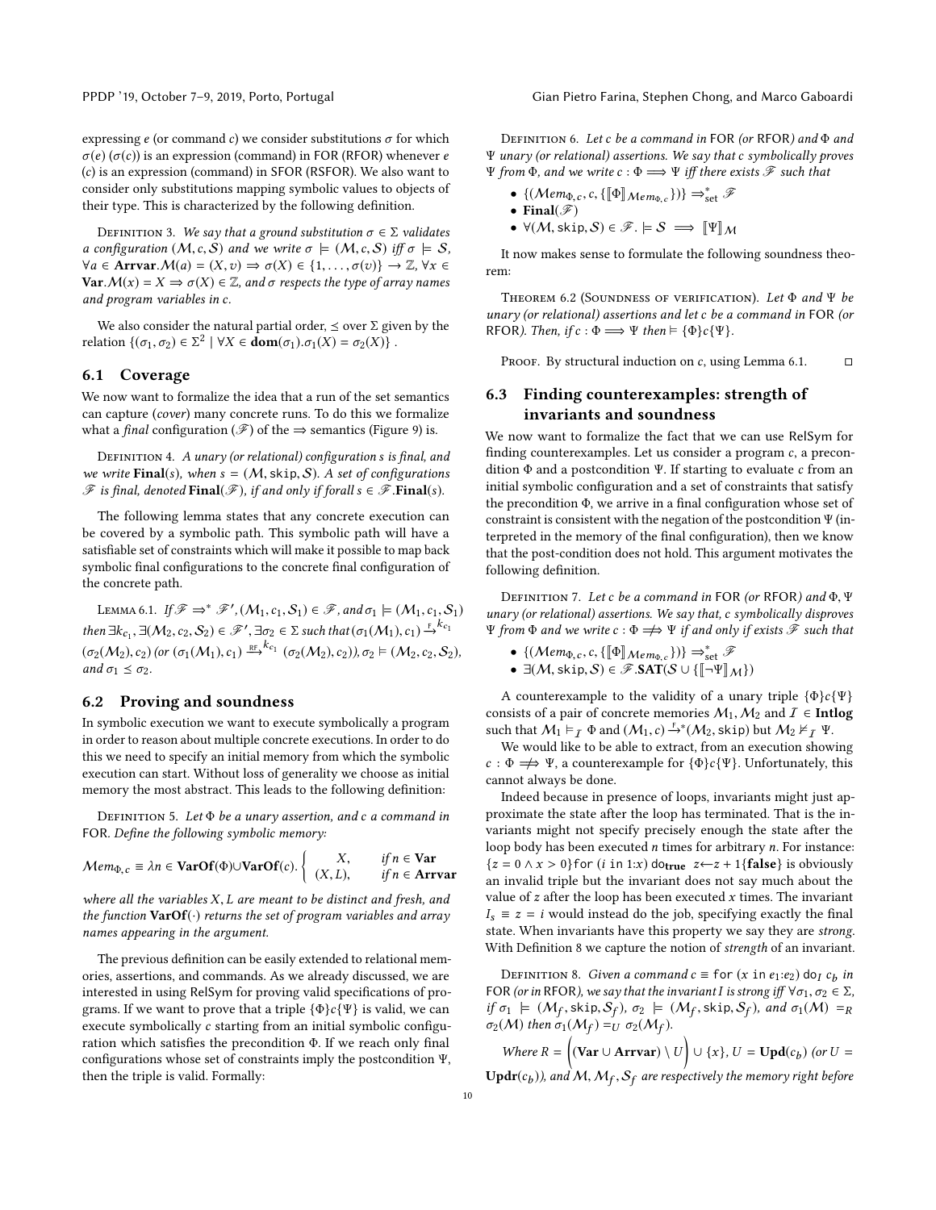expressing $e$ (or command $c$) we consider substitutions $\sigma$ for which $\sigma(e)$ ($\sigma(c)$) is an expression (command) in FOR (RFOR) whenever $e$ ($c$) is an expression (command) in SFOR (RSFOR). We also want to consider only substitutions mapping symbolic values to objects of their type. This is characterized by the following definition.

Definition 3. *We say that a ground substitution $\sigma \in \Sigma$ validates a configuration $(\mathcal{M}, c, \mathcal{S})$ and we write $\sigma \models (\mathcal{M}, c, \mathcal{S})$ iff $\sigma \models \mathcal{S}$, $\forall a \in \mathbf{Arrvar}.\mathcal{M}(a) = (X, v) \Rightarrow \sigma(X) \in \{1, \ldots, \sigma(v)\} \to \mathbb{Z}$, $\forall x \in \mathbf{Var}.\mathcal{M}(x) = X \Rightarrow \sigma(X) \in \mathbb{Z}$, and $\sigma$ respects the type of array names and program variables in $c$.*

We also consider the natural partial order, $\preceq$ over $\Sigma$ given by the relation $\{(\sigma_1, \sigma_2) \in \Sigma^2 \mid \forall X \in \mathbf{dom}(\sigma_1).\sigma_1(X) = \sigma_2(X)\}$.

## 6.1 Coverage

We now want to formalize the idea that a run of the set semantics can capture (*cover*) many concrete runs. To do this we formalize what a *final* configuration ($\mathscr{F}$) of the $\Rightarrow$ semantics (Figure 9) is.

Definition 4. *A unary (or relational) configuration $s$ is final, and we write $\mathbf{Final}(s)$, when $s = (\mathcal{M}, \mathtt{skip}, \mathcal{S})$. A set of configurations $\mathscr{F}$ is final, denoted $\mathbf{Final}(\mathscr{F})$, if and only if forall $s \in \mathscr{F}.\mathbf{Final}(s)$.*

The following lemma states that any concrete execution can be covered by a symbolic path. This symbolic path will have a satisfiable set of constraints which will make it possible to map back symbolic final configurations to the concrete final configuration of the concrete path.

Lemma 6.1. *If $\mathscr{F} \Rightarrow^* \mathscr{F}'$, $(\mathcal{M}_1, c_1, \mathcal{S}_1) \in \mathscr{F}$, and $\sigma_1 \models (\mathcal{M}_1, c_1, \mathcal{S}_1)$ then $\exists k_{c_1}, \exists(\mathcal{M}_2, c_2, \mathcal{S}_2) \in \mathscr{F}', \exists \sigma_2 \in \Sigma$ such that $(\sigma_1(\mathcal{M}_1), c_1) \xrightarrow{\mathrm{F}}{}^{k_{c_1}} (\sigma_2(\mathcal{M}_2), c_2)$ (or $(\sigma_1(\mathcal{M}_1), c_1) \xrightarrow{\mathrm{RF}}{}^{k_{c_1}} (\sigma_2(\mathcal{M}_2), c_2)$), $\sigma_2 \models (\mathcal{M}_2, c_2, \mathcal{S}_2)$, and $\sigma_1 \preceq \sigma_2$.*

## 6.2 Proving and soundness

In symbolic execution we want to execute symbolically a program in order to reason about multiple concrete executions. In order to do this we need to specify an initial memory from which the symbolic execution can start. Without loss of generality we choose as initial memory the most abstract. This leads to the following definition:

Definition 5. *Let $\Phi$ be a unary assertion, and $c$ a command in FOR. Define the following symbolic memory:*

$$\mathcal{M}em_{\Phi,c} \equiv \lambda n \in \mathbf{VarOf}(\Phi) \cup \mathbf{VarOf}(c). \begin{cases} X, & \text{if } n \in \mathbf{Var} \\ (X, L), & \text{if } n \in \mathbf{Arrvar} \end{cases}$$

*where all the variables $X, L$ are meant to be distinct and fresh, and the function $\mathbf{VarOf}(\cdot)$ returns the set of program variables and array names appearing in the argument.*

The previous definition can be easily extended to relational memories, assertions, and commands. As we already discussed, we are interested in using RelSym for proving valid specifications of programs. If we want to prove that a triple $\{\Phi\}c\{\Psi\}$ is valid, we can execute symbolically $c$ starting from an initial symbolic configuration which satisfies the precondition $\Phi$. If we reach only final configurations whose set of constraints imply the postcondition $\Psi$, then the triple is valid. Formally:

Definition 6. *Let $c$ be a command in FOR (or RFOR) and $\Phi$ and $\Psi$ unary (or relational) assertions. We say that $c$ symbolically proves $\Psi$ from $\Phi$, and we write $c : \Phi \Longrightarrow \Psi$ iff there exists $\mathscr{F}$ such that*

- $\{(\mathcal{M}em_{\Phi,c}, c, \{[\![\Phi]\!]_{\mathcal{M}em_{\Phi,c}}\})\} \Rightarrow^*_{\text{set}} \mathscr{F}$
- $\mathbf{Final}(\mathscr{F})$
- $\forall(\mathcal{M}, \mathtt{skip}, \mathcal{S}) \in \mathscr{F}. \models \mathcal{S} \implies [\![\Psi]\!]_{\mathcal{M}}$

It now makes sense to formulate the following soundness theorem:

Theorem 6.2 (Soundness of verification). *Let $\Phi$ and $\Psi$ be unary (or relational) assertions and let $c$ be a command in FOR (or RFOR). Then, if $c : \Phi \Longrightarrow \Psi$ then $\models \{\Phi\}c\{\Psi\}$.*

Proof. By structural induction on $c$, using Lemma 6.1. □

## 6.3 Finding counterexamples: strength of invariants and soundness

We now want to formalize the fact that we can use RelSym for finding counterexamples. Let us consider a program $c$, a precondition $\Phi$ and a postcondition $\Psi$. If starting to evaluate $c$ from an initial symbolic configuration and a set of constraints that satisfy the precondition $\Phi$, we arrive in a final configuration whose set of constraint is consistent with the negation of the postcondition $\Psi$ (interpreted in the memory of the final configuration), then we know that the post-condition does not hold. This argument motivates the following definition.

Definition 7. *Let $c$ be a command in FOR (or RFOR) and $\Phi, \Psi$ unary (or relational) assertions. We say that, $c$ symbolically disproves $\Psi$ from $\Phi$ and we write $c : \Phi \not\Longrightarrow \Psi$ if and only if exists $\mathscr{F}$ such that*

- $\{(\mathcal{M}em_{\Phi,c}, c, \{[\![\Phi]\!]_{\mathcal{M}em_{\Phi,c}}\})\} \Rightarrow^*_{\text{set}} \mathscr{F}$
- $\exists(\mathcal{M}, \mathtt{skip}, \mathcal{S}) \in \mathscr{F}.\mathbf{SAT}(\mathcal{S} \cup \{[\![\neg\Psi]\!]_{\mathcal{M}}\})$

A counterexample to the validity of a unary triple $\{\Phi\}c\{\Psi\}$ consists of a pair of concrete memories $\mathcal{M}_1, \mathcal{M}_2$ and $\mathcal{I} \in \mathbf{Intlog}$ such that $\mathcal{M}_1 \models_{\mathcal{I}} \Phi$ and $(\mathcal{M}_1, c) \xrightarrow{\mathrm{F}}{}^*(\mathcal{M}_2, \mathtt{skip})$ but $\mathcal{M}_2 \not\models_{\mathcal{I}} \Psi$.

We would like to be able to extract, from an execution showing $c : \Phi \not\Longrightarrow \Psi$, a counterexample for $\{\Phi\}c\{\Psi\}$. Unfortunately, this cannot always be done.

Indeed because in presence of loops, invariants might just approximate the state after the loop has terminated. That is the invariants might not specify precisely enough the state after the loop body has been executed $n$ times for arbitrary $n$. For instance: $\{z = 0 \wedge x > 0\}$for $(i$ in $1{:}x)$ do$_{\mathbf{true}}$ $z{\leftarrow}z + 1\{\mathbf{false}\}$ is obviously an invalid triple but the invariant does not say much about the value of $z$ after the loop has been executed $x$ times. The invariant $I_s \equiv z = i$ would instead do the job, specifying exactly the final state. When invariants have this property we say they are *strong*. With Definition 8 we capture the notion of *strength* of an invariant.

Definition 8. *Given a command $c \equiv$ for $(x$ in $e_1{:}e_2)$ do$_I$ $c_b$ in FOR (or in RFOR), we say that the invariant $I$ is strong iff $\forall \sigma_1, \sigma_2 \in \Sigma$, if $\sigma_1 \models (\mathcal{M}_f, \mathtt{skip}, \mathcal{S}_f)$, $\sigma_2 \models (\mathcal{M}_f, \mathtt{skip}, \mathcal{S}_f)$, and $\sigma_1(\mathcal{M}) =_R \sigma_2(\mathcal{M})$ then $\sigma_1(\mathcal{M}_f) =_U \sigma_2(\mathcal{M}_f)$.*

*Where $R = \left((\mathbf{Var} \cup \mathbf{Arrvar}) \setminus U\right) \cup \{x\}$, $U = \mathbf{Upd}(c_b)$ (or $U = \mathbf{Updr}(c_b)$), and $\mathcal{M}, \mathcal{M}_f, \mathcal{S}_f$ are respectively the memory right before*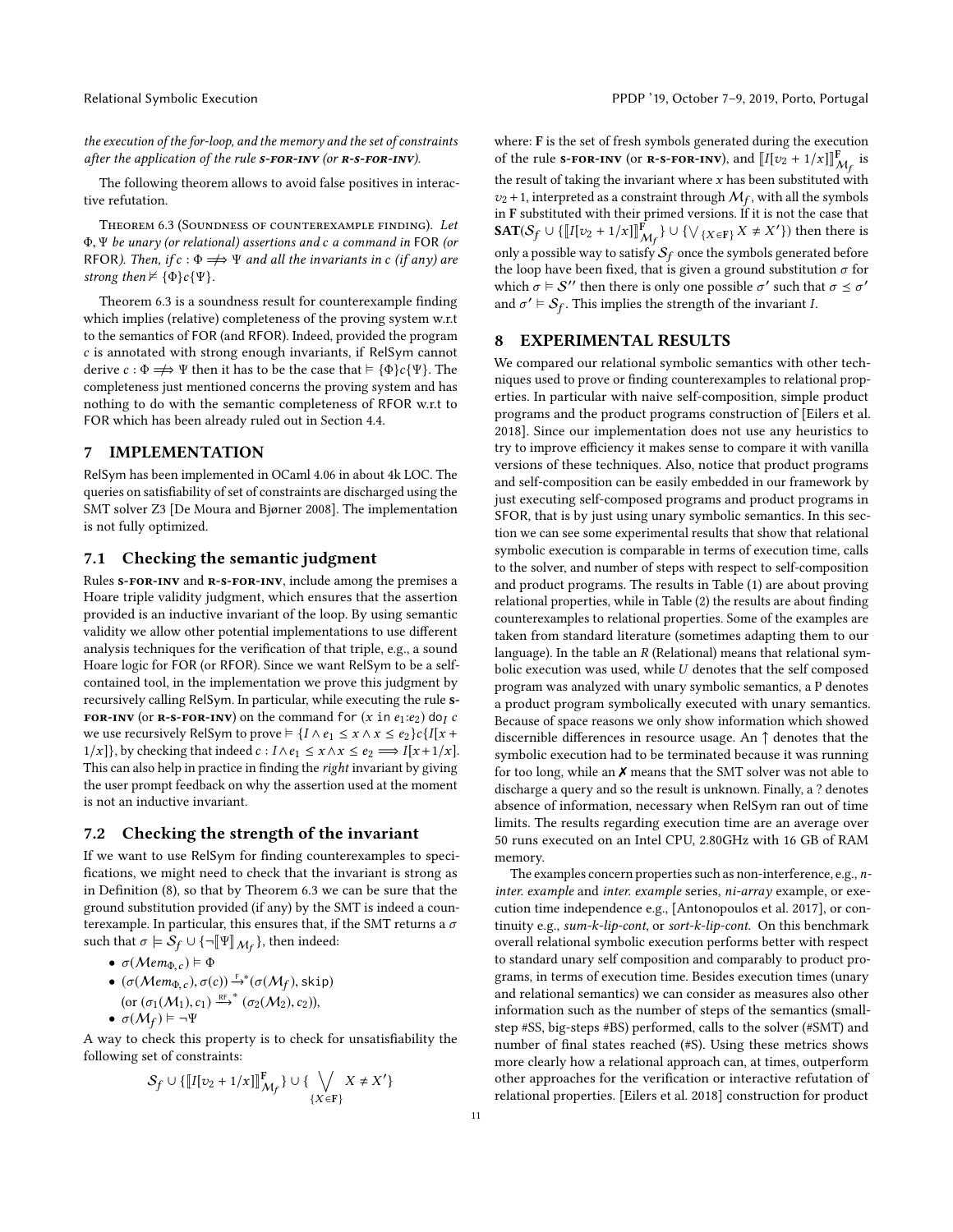*the execution of the for-loop, and the memory and the set of constraints after the application of the rule* S-FOR-INV *(or* R-S-FOR-INV*).*

The following theorem allows to avoid false positives in interactive refutation.

Theorem 6.3 (Soundness of counterexample finding). *Let* $\Phi, \Psi$ *be unary (or relational) assertions and* $c$ *a command in* FOR *(or* RFOR*). Then, if* $c : \Phi \not\Longrightarrow \Psi$ *and all the invariants in* $c$ *(if any) are strong then* $\not\vDash \{\Phi\}c\{\Psi\}$.

Theorem 6.3 is a soundness result for counterexample finding which implies (relative) completeness of the proving system w.r.t to the semantics of FOR (and RFOR). Indeed, provided the program $c$ is annotated with strong enough invariants, if RelSym cannot derive $c : \Phi \Longrightarrow \Psi$ then it has to be the case that $\vDash \{\Phi\}c\{\Psi\}$. The completeness just mentioned concerns the proving system and has nothing to do with the semantic completeness of RFOR w.r.t to FOR which has been already ruled out in Section 4.4.

## 7 IMPLEMENTATION

RelSym has been implemented in OCaml 4.06 in about 4k LOC. The queries on satisfiability of set of constraints are discharged using the SMT solver Z3 [De Moura and Bjørner 2008]. The implementation is not fully optimized.

### 7.1 Checking the semantic judgment

Rules S-FOR-INV and R-S-FOR-INV, include among the premises a Hoare triple validity judgment, which ensures that the assertion provided is an inductive invariant of the loop. By using semantic validity we allow other potential implementations to use different analysis techniques for the verification of that triple, e.g., a sound Hoare logic for FOR (or RFOR). Since we want RelSym to be a self-contained tool, in the implementation we prove this judgment by recursively calling RelSym. In particular, while executing the rule S-FOR-INV (or R-S-FOR-INV) on the command `for` $(x$ `in` $e_1{:}e_2)$ `do`$_I$ $c$ we use recursively RelSym to prove $\vDash \{I \wedge e_1 \leq x \wedge x \leq e_2\}c\{I[x + 1/x]\}$, by checking that indeed $c : I \wedge e_1 \leq x \wedge x \leq e_2 \Longrightarrow I[x+1/x]$. This can also help in practice in finding the *right* invariant by giving the user prompt feedback on why the assertion used at the moment is not an inductive invariant.

### 7.2 Checking the strength of the invariant

If we want to use RelSym for finding counterexamples to specifications, we might need to check that the invariant is strong as in Definition (8), so that by Theorem 6.3 we can be sure that the ground substitution provided (if any) by the SMT is indeed a counterexample. In particular, this ensures that, if the SMT returns a $\sigma$ such that $\sigma \vDash \mathcal{S}_f \cup \{\neg[\![\Psi]\!]_{\mathcal{M}_f}\}$, then indeed:

- $\sigma(\mathcal{M}em_{\Phi,c}) \vDash \Phi$
- $(\sigma(\mathcal{M}em_{\Phi,c}), \sigma(c)) \xrightarrow{\text{F}}{}^{*} (\sigma(\mathcal{M}_f), \texttt{skip})$ (or $(\sigma_1(\mathcal{M}_1), c_1) \xrightarrow{\text{RF}}{}^{*} (\sigma_2(\mathcal{M}_2), c_2)$),
- $\sigma(\mathcal{M}_f) \vDash \neg\Psi$

A way to check this property is to check for unsatisfiability the following set of constraints:

$$\mathcal{S}_f \cup \{[\![I[v_2 + 1/x]]\!]^{\mathbf{F}}_{\mathcal{M}_f}\} \cup \{\bigvee_{\{X \in \mathbf{F}\}} X \neq X'\}$$

where: $\mathbf{F}$ is the set of fresh symbols generated during the execution of the rule S-FOR-INV (or R-S-FOR-INV), and $[\![I[v_2 + 1/x]]\!]^{\mathbf{F}}_{\mathcal{M}_f}$ is the result of taking the invariant where $x$ has been substituted with $v_2 + 1$, interpreted as a constraint through $\mathcal{M}_f$, with all the symbols in $\mathbf{F}$ substituted with their primed versions. If it is not the case that $\mathbf{SAT}(\mathcal{S}_f \cup \{[\![I[v_2 + 1/x]]\!]^{\mathbf{F}}_{\mathcal{M}_f}\} \cup \{\bigvee_{\{X \in \mathbf{F}\}} X \neq X'\})$ then there is only a possible way to satisfy $\mathcal{S}_f$ once the symbols generated before the loop have been fixed, that is given a ground substitution $\sigma$ for which $\sigma \vDash \mathcal{S}''$ then there is only one possible $\sigma'$ such that $\sigma \preceq \sigma'$ and $\sigma' \vDash \mathcal{S}_f$. This implies the strength of the invariant $I$.

## 8 EXPERIMENTAL RESULTS

We compared our relational symbolic semantics with other techniques used to prove or finding counterexamples to relational properties. In particular with naive self-composition, simple product programs and the product programs construction of [Eilers et al. 2018]. Since our implementation does not use any heuristics to try to improve efficiency it makes sense to compare it with vanilla versions of these techniques. Also, notice that product programs and self-composition can be easily embedded in our framework by just executing self-composed programs and product programs in SFOR, that is by just using unary symbolic semantics. In this section we can see some experimental results that show that relational symbolic execution is comparable in terms of execution time, calls to the solver, and number of steps with respect to self-composition and product programs. The results in Table (1) are about proving relational properties, while in Table (2) the results are about finding counterexamples to relational properties. Some of the examples are taken from standard literature (sometimes adapting them to our language). In the table an $R$ (Relational) means that relational symbolic execution was used, while $U$ denotes that the self composed program was analyzed with unary symbolic semantics, a P denotes a product program symbolically executed with unary semantics. Because of space reasons we only show information which showed discernible differences in resource usage. An ↑ denotes that the symbolic execution had to be terminated because it was running for too long, while an ✗ means that the SMT solver was not able to discharge a query and so the result is unknown. Finally, a ? denotes absence of information, necessary when RelSym ran out of time limits. The results regarding execution time are an average over 50 runs executed on an Intel CPU, 2.80GHz with 16 GB of RAM memory.

The examples concern properties such as non-interference, e.g., *n-inter. example* and *inter. example* series, *ni-array* example, or execution time independence e.g., [Antonopoulos et al. 2017], or continuity e.g., *sum-k-lip-cont*, or *sort-k-lip-cont*. On this benchmark overall relational symbolic execution performs better with respect to standard unary self composition and comparably to product programs, in terms of execution time. Besides execution times (unary and relational semantics) we can consider as measures also other information such as the number of steps of the semantics (small-step #SS, big-steps #BS) performed, calls to the solver (#SMT) and number of final states reached (#S). Using these metrics shows more clearly how a relational approach can, at times, outperform other approaches for the verification or interactive refutation of relational properties. [Eilers et al. 2018] construction for product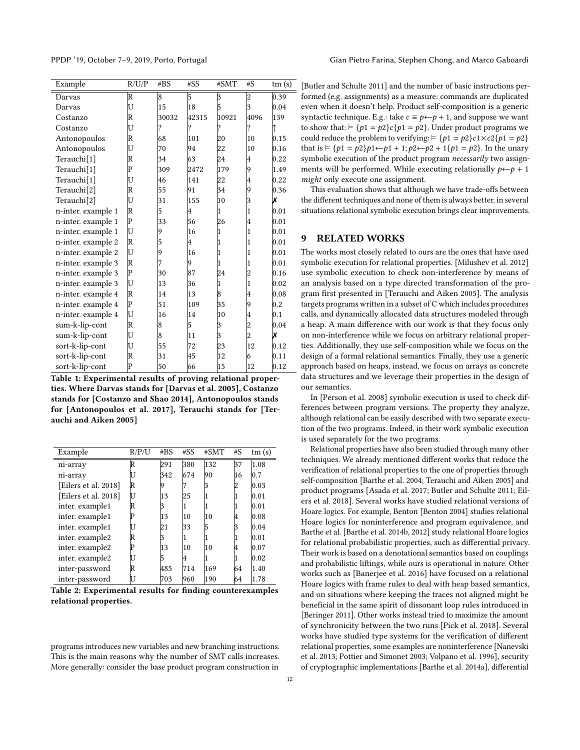| Example | R/U/P | #BS | #SS | #SMT | #S | tm (s) |
|---|---|---|---|---|---|---|
| Darvas | R | 8 | 5 | 3 | 2 | 0.39 |
| Darvas | U | 15 | 18 | 5 | 3 | 0.04 |
| Costanzo | R | 30032 | 42315 | 10921 | 4096 | 139 |
| Costanzo | U | ? | ? | ? | ? | ↑ |
| Antonopoulos | R | 68 | 101 | 20 | 10 | 0.15 |
| Antonopoulos | U | 70 | 94 | 22 | 10 | 0.16 |
| Terauchi[1] | R | 34 | 63 | 24 | 4 | 0.22 |
| Terauchi[1] | P | 309 | 2472 | 179 | 9 | 1.49 |
| Terauchi[1] | U | 46 | 141 | 22 | 4 | 0.22 |
| Terauchi[2] | R | 55 | 91 | 34 | 9 | 0.36 |
| Terauchi[2] | U | 31 | 155 | 10 | 3 | ✗ |
| n-inter. example 1 | R | 5 | 4 | 1 | 1 | 0.01 |
| n-inter. example 1 | P | 33 | 56 | 26 | 4 | 0.01 |
| n-inter. example 1 | U | 9 | 16 | 1 | 1 | 0.01 |
| n-inter. example 2 | R | 5 | 4 | 1 | 1 | 0.01 |
| n-inter. example 2 | U | 9 | 16 | 1 | 1 | 0.01 |
| n-inter. example 3 | R | 7 | 9 | 1 | 1 | 0.01 |
| n-inter. example 3 | P | 30 | 87 | 24 | 2 | 0.16 |
| n-inter. example 3 | U | 13 | 36 | 1 | 1 | 0.02 |
| n-inter. example 4 | R | 14 | 13 | 8 | 4 | 0.08 |
| n-inter. example 4 | P | 51 | 109 | 35 | 9 | 0.2 |
| n-inter. example 4 | U | 16 | 14 | 10 | 4 | 0.1 |
| sum-k-lip-cont | R | 8 | 5 | 3 | 2 | 0.04 |
| sum-k-lip-cont | U | 8 | 11 | 3 | 2 | ✗ |
| sort-k-lip-cont | U | 55 | 72 | 23 | 12 | 0.12 |
| sort-k-lip-cont | R | 31 | 45 | 12 | 6 | 0.11 |
| sort-k-lip-cont | P | 50 | 66 | 15 | 12 | 0.12 |

**Table 1: Experimental results of proving relational properties. Where Darvas stands for [Darvas et al. 2005], Costanzo stands for [Costanzo and Shao 2014], Antonopoulos stands for [Antonopoulos et al. 2017], Terauchi stands for [Terauchi and Aiken 2005]**

| Example | R/P/U | #BS | #SS | #SMT | #S | tm (s) |
|---|---|---|---|---|---|---|
| ni-array | R | 291 | 380 | 132 | 37 | 1.08 |
| ni-array | U | 342 | 674 | 90 | 16 | 0.7 |
| [Eilers et al. 2018] | R | 9 | 7 | 3 | 2 | 0.03 |
| [Eilers et al. 2018] | U | 13 | 25 | 1 | 1 | 0.01 |
| inter. example1 | R | 3 | 1 | 1 | 1 | 0.01 |
| inter. example1 | P | 13 | 10 | 10 | 4 | 0.08 |
| inter. example1 | U | 21 | 33 | 5 | 3 | 0.04 |
| inter. example2 | R | 3 | 1 | 1 | 1 | 0.01 |
| inter. example2 | P | 13 | 10 | 10 | 4 | 0.07 |
| inter. example2 | U | 5 | 4 | 1 | 1 | 0.02 |
| inter-password | R | 485 | 714 | 169 | 64 | 1.40 |
| inter-password | U | 703 | 960 | 190 | 64 | 1.78 |

**Table 2: Experimental results for finding counterexamples relational properties.**

programs introduces new variables and new branching instructions. This is the main reasons why the number of SMT calls increases. More generally: consider the base product program construction in [Butler and Schulte 2011] and the number of basic instructions performed (e.g. assignments) as a measure: commands are duplicated even when it doesn't help. Product self-composition is a generic syntactic technique. E.g.: take $c \equiv p \leftarrow p + 1$, and suppose we want to show that: $\models \{p1 = p2\}c\{p1 = p2\}$. Under product programs we could reduce the problem to verifying: $\models \{p1 = p2\}c1 \times c2\{p1 = p2\}$ that is $\models \{p1 = p2\}p1 \leftarrow p1 + 1; p2 \leftarrow p2 + 1\{p1 = p2\}$. In the unary symbolic execution of the product program *necessarily* two assignments will be performed. While executing relationally $p \leftarrow p + 1$ *might* only execute one assignment.

This evaluation shows that although we have trade-offs between the different techniques and none of them is always better, in several situations relational symbolic execution brings clear improvements.

## 9 RELATED WORKS

The works most closely related to ours are the ones that have used symbolic execution for relational properties. [Milushev et al. 2012] use symbolic execution to check non-interference by means of an analysis based on a type directed transformation of the program first presented in [Terauchi and Aiken 2005]. The analysis targets programs written in a subset of C which includes procedures calls, and dynamically allocated data structures modeled through a heap. A main difference with our work is that they focus only on non-interference while we focus on arbitrary relational properties. Additionally, they use self-composition while we focus on the design of a formal relational semantics. Finally, they use a generic approach based on heaps, instead, we focus on arrays as concrete data structures and we leverage their properties in the design of our semantics.

In [Person et al. 2008] symbolic execution is used to check differences between program versions. The property they analyze, although relational can be easily described with two separate execution of the two programs. Indeed, in their work symbolic execution is used separately for the two programs.

Relational properties have also been studied through many other techniques. We already mentioned different works that reduce the verification of relational properties to the one of properties through self-composition [Barthe et al. 2004; Terauchi and Aiken 2005] and product programs [Asada et al. 2017; Butler and Schulte 2011; Eilers et al. 2018]. Several works have studied relational versions of Hoare logics. For example, Benton [Benton 2004] studies relational Hoare logics for noninterference and program equivalence, and Barthe et al. [Barthe et al. 2014b, 2012] study relational Hoare logics for relational probabilistic properties, such as differential privacy. Their work is based on a denotational semantics based on couplings and probabilistic liftings, while ours is operational in nature. Other works such as [Banerjee et al. 2016] have focused on a relational Hoare logics with frame rules to deal with heap based semantics, and on situations where keeping the traces not aligned might be beneficial in the same spirit of dissonant loop rules introduced in [Beringer 2011]. Other works instead tried to maximize the amount of synchronicity between the two runs [Pick et al. 2018]. Several works have studied type systems for the verification of different relational properties, some examples are noninterference [Nanevski et al. 2013; Pottier and Simonet 2003; Volpano et al. 1996], security of cryptographic implementations [Barthe et al. 2014a], differential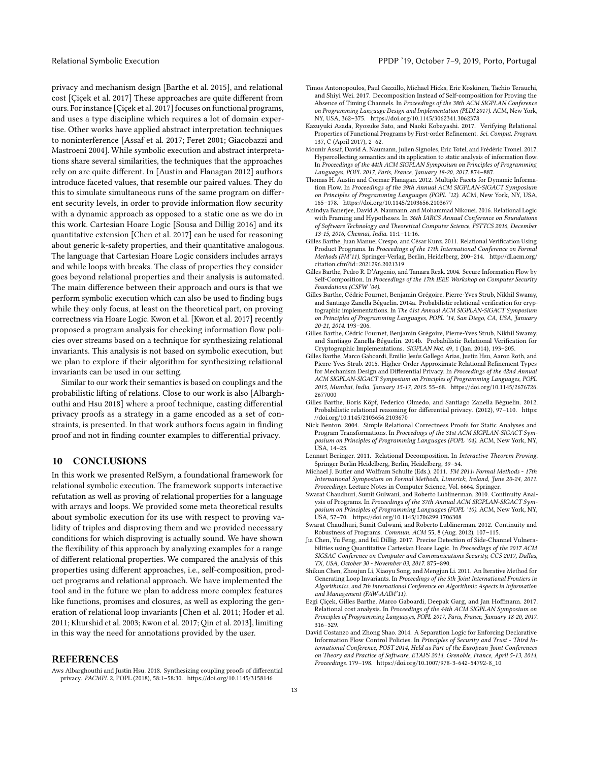privacy and mechanism design [Barthe et al. 2015], and relational cost [Çiçek et al. 2017] These approaches are quite different from ours. For instance [Çiçek et al. 2017] focuses on functional programs, and uses a type discipline which requires a lot of domain expertise. Other works have applied abstract interpretation techniques to noninterference [Assaf et al. 2017; Feret 2001; Giacobazzi and Mastroeni 2004]. While symbolic execution and abstract interpretations share several similarities, the techniques that the approaches rely on are quite different. In [Austin and Flanagan 2012] authors introduce faceted values, that resemble our paired values. They do this to simulate simultaneous runs of the same program on different security levels, in order to provide information flow security with a dynamic approach as opposed to a static one as we do in this work. Cartesian Hoare Logic [Sousa and Dillig 2016] and its quantitative extension [Chen et al. 2017] can be used for reasoning about generic k-safety properties, and their quantitative analogous. The language that Cartesian Hoare Logic considers includes arrays and while loops with breaks. The class of properties they consider goes beyond relational properties and their analysis is automated. The main difference between their approach and ours is that we perform symbolic execution which can also be used to finding bugs while they only focus, at least on the theoretical part, on proving correctness via Hoare Logic. Kwon et al. [Kwon et al. 2017] recently proposed a program analysis for checking information flow policies over streams based on a technique for synthesizing relational invariants. This analysis is not based on symbolic execution, but we plan to explore if their algorithm for synthesizing relational invariants can be used in our setting.

Similar to our work their semantics is based on couplings and the probabilistic lifting of relations. Close to our work is also [Albarghouthi and Hsu 2018] where a proof technique, casting differential privacy proofs as a strategy in a game encoded as a set of constraints, is presented. In that work authors focus again in finding proof and not in finding counter examples to differential privacy.

## 10 CONCLUSIONS

In this work we presented RelSym, a foundational framework for relational symbolic execution. The framework supports interactive refutation as well as proving of relational properties for a language with arrays and loops. We provided some meta theoretical results about symbolic execution for its use with respect to proving validity of triples and disproving them and we provided necessary conditions for which disproving is actually sound. We have shown the flexibility of this approach by analyzing examples for a range of different relational properties. We compared the analysis of this properties using different approaches, i.e., self-composition, product programs and relational approach. We have implemented the tool and in the future we plan to address more complex features like functions, promises and closures, as well as exploring the generation of relational loop invariants [Chen et al. 2011; Hoder et al. 2011; Khurshid et al. 2003; Kwon et al. 2017; Qin et al. 2013], limiting in this way the need for annotations provided by the user.

## REFERENCES

Aws Albarghouthi and Justin Hsu. 2018. Synthesizing coupling proofs of differential privacy. *PACMPL* 2, POPL (2018), 58:1–58:30. https://doi.org/10.1145/3158146

Timos Antonopoulos, Paul Gazzillo, Michael Hicks, Eric Koskinen, Tachio Terauchi, and Shiyi Wei. 2017. Decomposition Instead of Self-composition for Proving the Absence of Timing Channels. In *Proceedings of the 38th ACM SIGPLAN Conference on Programming Language Design and Implementation (PLDI 2017)*. ACM, New York, NY, USA, 362–375. https://doi.org/10.1145/3062341.3062378

Kazuyuki Asada, Ryosuke Sato, and Naoki Kobayashi. 2017. Verifying Relational Properties of Functional Programs by First-order Refinement. *Sci. Comput. Program.* 137, C (April 2017), 2–62.

Mounir Assaf, David A. Naumann, Julien Signoles, Eric Totel, and Frédéric Tronel. 2017. Hypercollecting semantics and its application to static analysis of information flow. In *Proceedings of the 44th ACM SIGPLAN Symposium on Principles of Programming Languages, POPL 2017, Paris, France, January 18-20, 2017.* 874–887.

Thomas H. Austin and Cormac Flanagan. 2012. Multiple Facets for Dynamic Information Flow. In *Proceedings of the 39th Annual ACM SIGPLAN-SIGACT Symposium on Principles of Programming Languages (POPL '12)*. ACM, New York, NY, USA, 165–178. https://doi.org/10.1145/2103656.2103677

Anindya Banerjee, David A. Naumann, and Mohammad Nikouei. 2016. Relational Logic with Framing and Hypotheses. In *36th IARCS Annual Conference on Foundations of Software Technology and Theoretical Computer Science, FSTTCS 2016, December 13-15, 2016, Chennai, India.* 11:1–11:16.

Gilles Barthe, Juan Manuel Crespo, and César Kunz. 2011. Relational Verification Using Product Programs. In *Proceedings of the 17th International Conference on Formal Methods (FM'11)*. Springer-Verlag, Berlin, Heidelberg, 200–214. http://dl.acm.org/citation.cfm?id=2021296.2021319

Gilles Barthe, Pedro R. D'Argenio, and Tamara Rezk. 2004. Secure Information Flow by Self-Composition. In *Proceedings of the 17th IEEE Workshop on Computer Security Foundations (CSFW '04)*.

Gilles Barthe, Cédric Fournet, Benjamin Grégoire, Pierre-Yves Strub, Nikhil Swamy, and Santiago Zanella Béguelin. 2014a. Probabilistic relational verification for cryptographic implementations. In *The 41st Annual ACM SIGPLAN-SIGACT Symposium on Principles of Programming Languages, POPL '14, San Diego, CA, USA, January 20-21, 2014.* 193–206.

Gilles Barthe, Cédric Fournet, Benjamin Grégoire, Pierre-Yves Strub, Nikhil Swamy, and Santiago Zanella-Béguelin. 2014b. Probabilistic Relational Verification for Cryptographic Implementations. *SIGPLAN Not.* 49, 1 (Jan. 2014), 193–205.

Gilles Barthe, Marco Gaboardi, Emilio Jesús Gallego Arias, Justin Hsu, Aaron Roth, and Pierre-Yves Strub. 2015. Higher-Order Approximate Relational Refinement Types for Mechanism Design and Differential Privacy. In *Proceedings of the 42nd Annual ACM SIGPLAN-SIGACT Symposium on Principles of Programming Languages, POPL 2015, Mumbai, India, January 15-17, 2015.* 55–68. https://doi.org/10.1145/2676726.2677000

Gilles Barthe, Boris Köpf, Federico Olmedo, and Santiago Zanella Béguelin. 2012. Probabilistic relational reasoning for differential privacy. (2012), 97–110. https://doi.org/10.1145/2103656.2103670

Nick Benton. 2004. Simple Relational Correctness Proofs for Static Analyses and Program Transformations. In *Proceedings of the 31st ACM SIGPLAN-SIGACT Symposium on Principles of Programming Languages (POPL '04)*. ACM, New York, NY, USA, 14–25.

Lennart Beringer. 2011. Relational Decomposition. In *Interactive Theorem Proving*. Springer Berlin Heidelberg, Berlin, Heidelberg, 39–54.

Michael J. Butler and Wolfram Schulte (Eds.). 2011. *FM 2011: Formal Methods - 17th International Symposium on Formal Methods, Limerick, Ireland, June 20-24, 2011. Proceedings.* Lecture Notes in Computer Science, Vol. 6664. Springer.

Swarat Chaudhuri, Sumit Gulwani, and Roberto Lublinerman. 2010. Continuity Analysis of Programs. In *Proceedings of the 37th Annual ACM SIGPLAN-SIGACT Symposium on Principles of Programming Languages (POPL '10)*. ACM, New York, NY, USA, 57–70. https://doi.org/10.1145/1706299.1706308

Swarat Chaudhuri, Sumit Gulwani, and Roberto Lublinerman. 2012. Continuity and Robustness of Programs. *Commun. ACM* 55, 8 (Aug. 2012), 107–115.

Jia Chen, Yu Feng, and Isil Dillig. 2017. Precise Detection of Side-Channel Vulnerabilities using Quantitative Cartesian Hoare Logic. In *Proceedings of the 2017 ACM SIGSAC Conference on Computer and Communications Security, CCS 2017, Dallas, TX, USA, October 30 - November 03, 2017.* 875–890.

Shikun Chen, Zhoujun Li, Xiaoyu Song, and Mengjun Li. 2011. An Iterative Method for Generating Loop Invariants. In *Proceedings of the 5th Joint International Frontiers in Algorithmics, and 7th International Conference on Algorithmic Aspects in Information and Management (FAW-AAIM'11)*.

Ezgi Çiçek, Gilles Barthe, Marco Gaboardi, Deepak Garg, and Jan Hoffmann. 2017. Relational cost analysis. In *Proceedings of the 44th ACM SIGPLAN Symposium on Principles of Programming Languages, POPL 2017, Paris, France, January 18-20, 2017.* 316–329.

David Costanzo and Zhong Shao. 2014. A Separation Logic for Enforcing Declarative Information Flow Control Policies. In *Principles of Security and Trust - Third International Conference, POST 2014, Held as Part of the European Joint Conferences on Theory and Practice of Software, ETAPS 2014, Grenoble, France, April 5-13, 2014, Proceedings.* 179–198. https://doi.org/10.1007/978-3-642-54792-8_10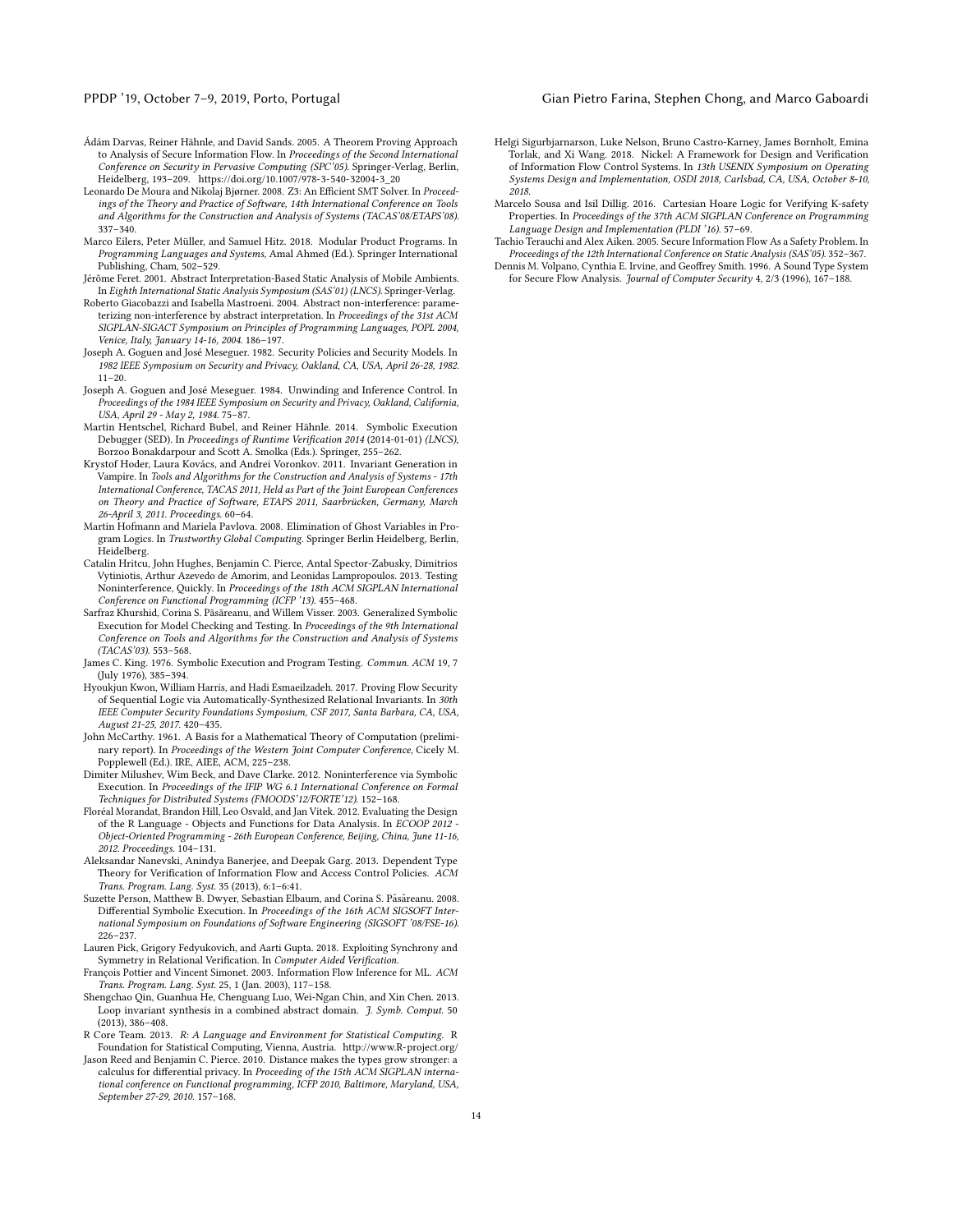Ádám Darvas, Reiner Hähnle, and David Sands. 2005. A Theorem Proving Approach to Analysis of Secure Information Flow. In *Proceedings of the Second International Conference on Security in Pervasive Computing (SPC'05)*. Springer-Verlag, Berlin, Heidelberg, 193–209. https://doi.org/10.1007/978-3-540-32004-3_20

Leonardo De Moura and Nikolaj Bjørner. 2008. Z3: An Efficient SMT Solver. In *Proceedings of the Theory and Practice of Software, 14th International Conference on Tools and Algorithms for the Construction and Analysis of Systems (TACAS'08/ETAPS'08)*. 337–340.

Marco Eilers, Peter Müller, and Samuel Hitz. 2018. Modular Product Programs. In *Programming Languages and Systems*, Amal Ahmed (Ed.). Springer International Publishing, Cham, 502–529.

Jérôme Feret. 2001. Abstract Interpretation-Based Static Analysis of Mobile Ambients. In *Eighth International Static Analysis Symposium (SAS'01) (LNCS)*. Springer-Verlag.

Roberto Giacobazzi and Isabella Mastroeni. 2004. Abstract non-interference: parameterizing non-interference by abstract interpretation. In *Proceedings of the 31st ACM SIGPLAN-SIGACT Symposium on Principles of Programming Languages, POPL 2004, Venice, Italy, January 14-16, 2004*. 186–197.

Joseph A. Goguen and José Meseguer. 1982. Security Policies and Security Models. In *1982 IEEE Symposium on Security and Privacy, Oakland, CA, USA, April 26-28, 1982*. 11–20.

Joseph A. Goguen and José Meseguer. 1984. Unwinding and Inference Control. In *Proceedings of the 1984 IEEE Symposium on Security and Privacy, Oakland, California, USA, April 29 - May 2, 1984*. 75–87.

Martin Hentschel, Richard Bubel, and Reiner Hähnle. 2014. Symbolic Execution Debugger (SED). In *Proceedings of Runtime Verification 2014* (2014-01-01) *(LNCS)*, Borzoo Bonakdarpour and Scott A. Smolka (Eds.). Springer, 255–262.

Krystof Hoder, Laura Kovács, and Andrei Voronkov. 2011. Invariant Generation in Vampire. In *Tools and Algorithms for the Construction and Analysis of Systems - 17th International Conference, TACAS 2011, Held as Part of the Joint European Conferences on Theory and Practice of Software, ETAPS 2011, Saarbrücken, Germany, March 26-April 3, 2011. Proceedings*. 60–64.

Martin Hofmann and Mariela Pavlova. 2008. Elimination of Ghost Variables in Program Logics. In *Trustworthy Global Computing*. Springer Berlin Heidelberg, Berlin, Heidelberg.

Catalin Hritcu, John Hughes, Benjamin C. Pierce, Antal Spector-Zabusky, Dimitrios Vytiniotis, Arthur Azevedo de Amorim, and Leonidas Lampropoulos. 2013. Testing Noninterference, Quickly. In *Proceedings of the 18th ACM SIGPLAN International Conference on Functional Programming (ICFP '13)*. 455–468.

Sarfraz Khurshid, Corina S. Păsăreanu, and Willem Visser. 2003. Generalized Symbolic Execution for Model Checking and Testing. In *Proceedings of the 9th International Conference on Tools and Algorithms for the Construction and Analysis of Systems (TACAS'03)*. 553–568.

James C. King. 1976. Symbolic Execution and Program Testing. *Commun. ACM* 19, 7 (July 1976), 385–394.

Hyoukjun Kwon, William Harris, and Hadi Esmaeilzadeh. 2017. Proving Flow Security of Sequential Logic via Automatically-Synthesized Relational Invariants. In *30th IEEE Computer Security Foundations Symposium, CSF 2017, Santa Barbara, CA, USA, August 21-25, 2017*. 420–435.

John McCarthy. 1961. A Basis for a Mathematical Theory of Computation (preliminary report). In *Proceedings of the Western Joint Computer Conference*, Cicely M. Popplewell (Ed.). IRE, AIEE, ACM, 225–238.

Dimiter Milushev, Wim Beck, and Dave Clarke. 2012. Noninterference via Symbolic Execution. In *Proceedings of the IFIP WG 6.1 International Conference on Formal Techniques for Distributed Systems (FMOODS'12/FORTE'12)*. 152–168.

Floréal Morandat, Brandon Hill, Leo Osvald, and Jan Vitek. 2012. Evaluating the Design of the R Language - Objects and Functions for Data Analysis. In *ECOOP 2012 - Object-Oriented Programming - 26th European Conference, Beijing, China, June 11-16, 2012. Proceedings*. 104–131.

Aleksandar Nanevski, Anindya Banerjee, and Deepak Garg. 2013. Dependent Type Theory for Verification of Information Flow and Access Control Policies. *ACM Trans. Program. Lang. Syst.* 35 (2013), 6:1–6:41.

Suzette Person, Matthew B. Dwyer, Sebastian Elbaum, and Corina S. Păsăreanu. 2008. Differential Symbolic Execution. In *Proceedings of the 16th ACM SIGSOFT International Symposium on Foundations of Software Engineering (SIGSOFT '08/FSE-16)*. 226–237.

Lauren Pick, Grigory Fedyukovich, and Aarti Gupta. 2018. Exploiting Synchrony and Symmetry in Relational Verification. In *Computer Aided Verification*.

François Pottier and Vincent Simonet. 2003. Information Flow Inference for ML. *ACM Trans. Program. Lang. Syst.* 25, 1 (Jan. 2003), 117–158.

Shengchao Qin, Guanhua He, Chenguang Luo, Wei-Ngan Chin, and Xin Chen. 2013. Loop invariant synthesis in a combined abstract domain. *J. Symb. Comput.* 50 (2013), 386–408.

R Core Team. 2013. *R: A Language and Environment for Statistical Computing*. R Foundation for Statistical Computing, Vienna, Austria. http://www.R-project.org/

Jason Reed and Benjamin C. Pierce. 2010. Distance makes the types grow stronger: a calculus for differential privacy. In *Proceeding of the 15th ACM SIGPLAN international conference on Functional programming, ICFP 2010, Baltimore, Maryland, USA, September 27-29, 2010*. 157–168.

Helgi Sigurbjarnarson, Luke Nelson, Bruno Castro-Karney, James Bornholt, Emina Torlak, and Xi Wang. 2018. Nickel: A Framework for Design and Verification of Information Flow Control Systems. In *13th USENIX Symposium on Operating Systems Design and Implementation, OSDI 2018, Carlsbad, CA, USA, October 8-10, 2018*.

Marcelo Sousa and Isil Dillig. 2016. Cartesian Hoare Logic for Verifying K-safety Properties. In *Proceedings of the 37th ACM SIGPLAN Conference on Programming Language Design and Implementation (PLDI '16)*. 57–69.

Tachio Terauchi and Alex Aiken. 2005. Secure Information Flow As a Safety Problem. In *Proceedings of the 12th International Conference on Static Analysis (SAS'05)*. 352–367.

Dennis M. Volpano, Cynthia E. Irvine, and Geoffrey Smith. 1996. A Sound Type System for Secure Flow Analysis. *Journal of Computer Security* 4, 2/3 (1996), 167–188.